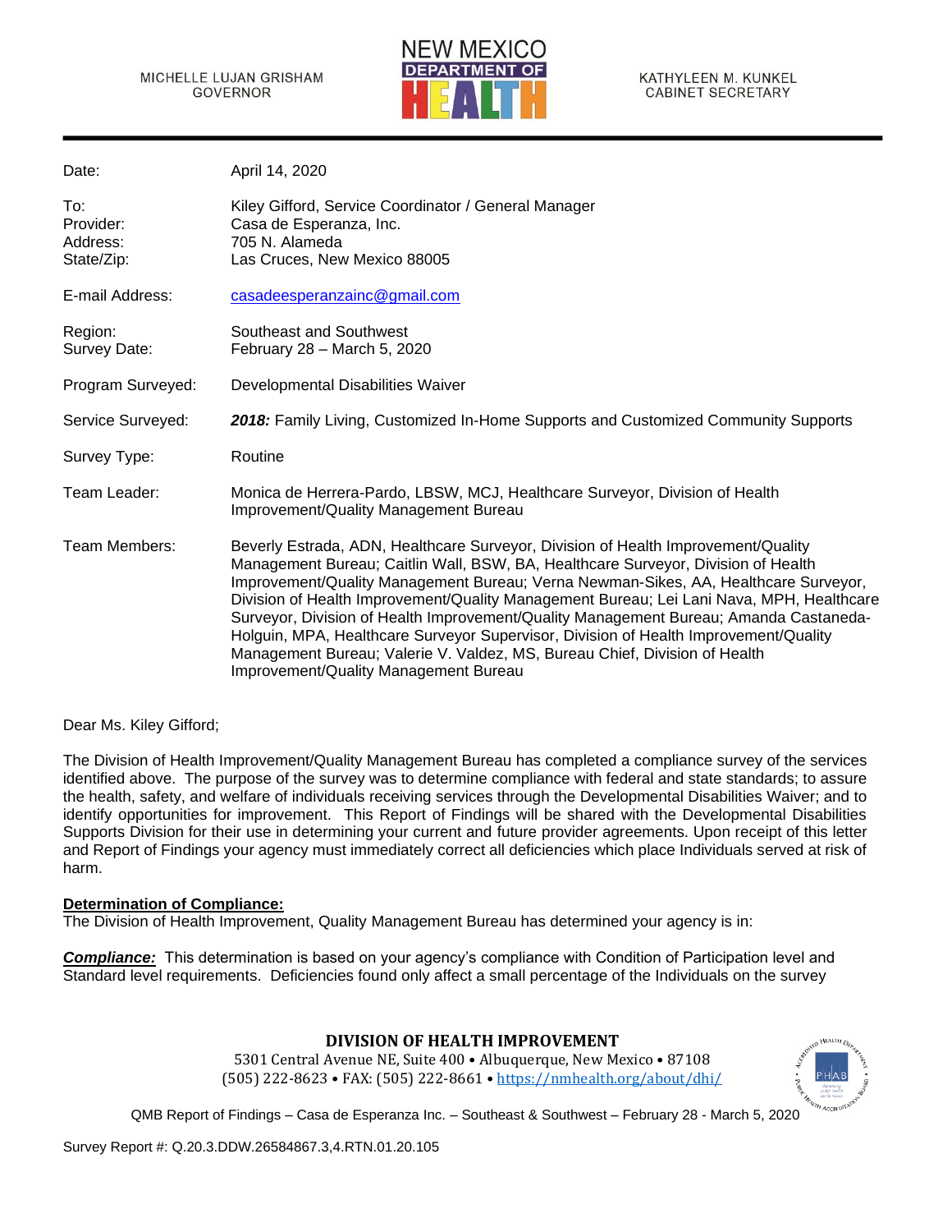MICHELLE LUJAN GRISHAM
GOVERNOR

NEW MEXICO DEPARTMENT OF HEALTH

KATHYLEEN M. KUNKEL
CABINET SECRETARY

| | |
|---|---|
| Date: | April 14, 2020 |
| To: | Kiley Gifford, Service Coordinator / General Manager |
| Provider: | Casa de Esperanza, Inc. |
| Address: | 705 N. Alameda |
| State/Zip: | Las Cruces, New Mexico 88005 |
| E-mail Address: | casadeesperanzainc@gmail.com |
| Region: | Southeast and Southwest |
| Survey Date: | February 28 – March 5, 2020 |
| Program Surveyed: | Developmental Disabilities Waiver |
| Service Surveyed: | ***2018:*** Family Living, Customized In-Home Supports and Customized Community Supports |
| Survey Type: | Routine |
| Team Leader: | Monica de Herrera-Pardo, LBSW, MCJ, Healthcare Surveyor, Division of Health Improvement/Quality Management Bureau |
| Team Members: | Beverly Estrada, ADN, Healthcare Surveyor, Division of Health Improvement/Quality Management Bureau; Caitlin Wall, BSW, BA, Healthcare Surveyor, Division of Health Improvement/Quality Management Bureau; Verna Newman-Sikes, AA, Healthcare Surveyor, Division of Health Improvement/Quality Management Bureau; Lei Lani Nava, MPH, Healthcare Surveyor, Division of Health Improvement/Quality Management Bureau; Amanda Castaneda-Holguin, MPA, Healthcare Surveyor Supervisor, Division of Health Improvement/Quality Management Bureau; Valerie V. Valdez, MS, Bureau Chief, Division of Health Improvement/Quality Management Bureau |

Dear Ms. Kiley Gifford;

The Division of Health Improvement/Quality Management Bureau has completed a compliance survey of the services identified above. The purpose of the survey was to determine compliance with federal and state standards; to assure the health, safety, and welfare of individuals receiving services through the Developmental Disabilities Waiver; and to identify opportunities for improvement. This Report of Findings will be shared with the Developmental Disabilities Supports Division for their use in determining your current and future provider agreements. Upon receipt of this letter and Report of Findings your agency must immediately correct all deficiencies which place Individuals served at risk of harm.

**Determination of Compliance:**
The Division of Health Improvement, Quality Management Bureau has determined your agency is in:

***Compliance:*** This determination is based on your agency's compliance with Condition of Participation level and Standard level requirements. Deficiencies found only affect a small percentage of the Individuals on the survey

**DIVISION OF HEALTH IMPROVEMENT**
5301 Central Avenue NE, Suite 400 • Albuquerque, New Mexico • 87108
(505) 222-8623 • FAX: (505) 222-8661 • https://nmhealth.org/about/dhi/

QMB Report of Findings – Casa de Esperanza Inc. – Southeast & Southwest – February 28 - March 5, 2020

Survey Report #: Q.20.3.DDW.26584867.3,4.RTN.01.20.105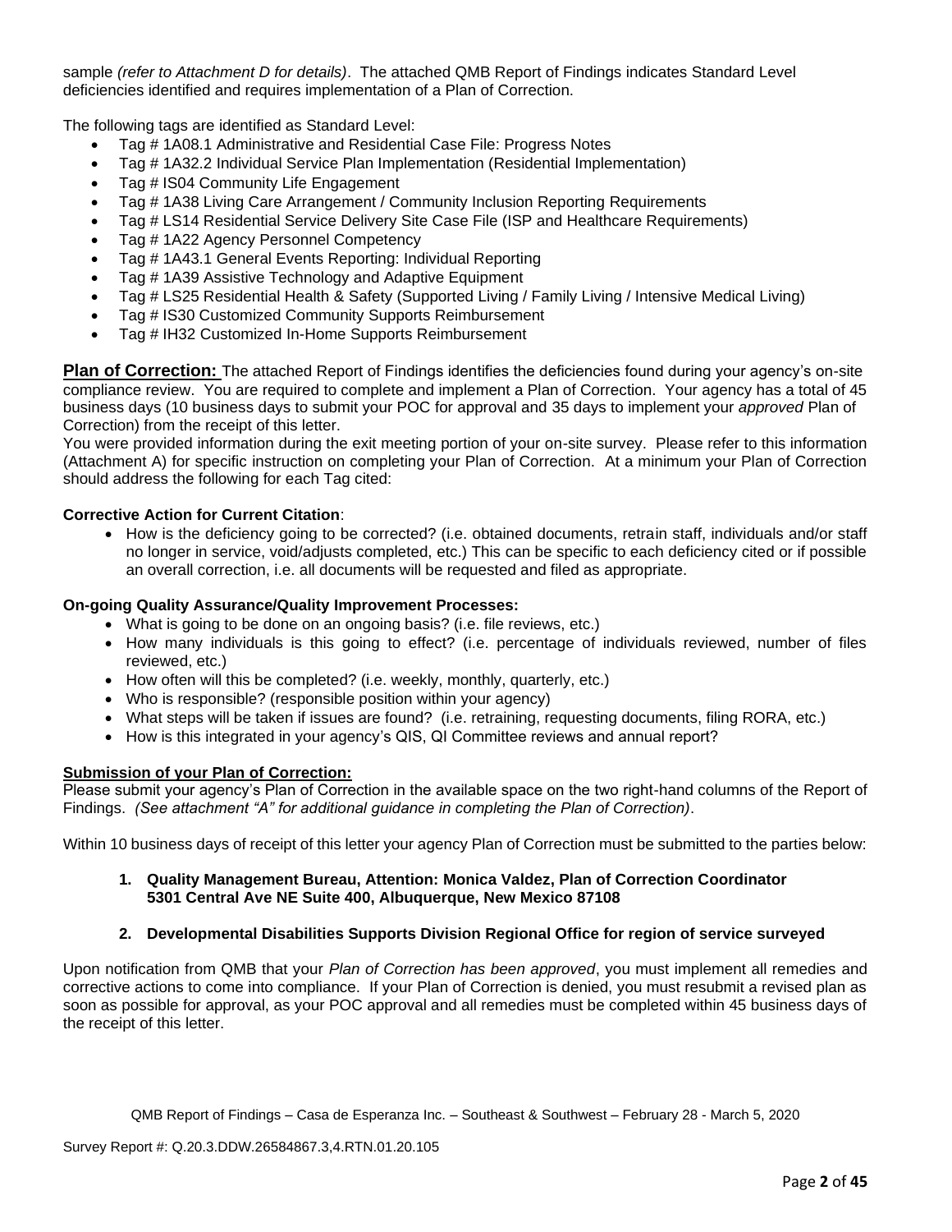sample *(refer to Attachment D for details)*. The attached QMB Report of Findings indicates Standard Level deficiencies identified and requires implementation of a Plan of Correction.

The following tags are identified as Standard Level:

- Tag # 1A08.1 Administrative and Residential Case File: Progress Notes
- Tag # 1A32.2 Individual Service Plan Implementation (Residential Implementation)
- Tag # IS04 Community Life Engagement
- Tag # 1A38 Living Care Arrangement / Community Inclusion Reporting Requirements
- Tag # LS14 Residential Service Delivery Site Case File (ISP and Healthcare Requirements)
- Tag # 1A22 Agency Personnel Competency
- Tag # 1A43.1 General Events Reporting: Individual Reporting
- Tag # 1A39 Assistive Technology and Adaptive Equipment
- Tag # LS25 Residential Health & Safety (Supported Living / Family Living / Intensive Medical Living)
- Tag # IS30 Customized Community Supports Reimbursement
- Tag # IH32 Customized In-Home Supports Reimbursement

**Plan of Correction:** The attached Report of Findings identifies the deficiencies found during your agency's on-site compliance review. You are required to complete and implement a Plan of Correction. Your agency has a total of 45 business days (10 business days to submit your POC for approval and 35 days to implement your *approved* Plan of Correction) from the receipt of this letter.

You were provided information during the exit meeting portion of your on-site survey. Please refer to this information (Attachment A) for specific instruction on completing your Plan of Correction. At a minimum your Plan of Correction should address the following for each Tag cited:

**Corrective Action for Current Citation**:

- How is the deficiency going to be corrected? (i.e. obtained documents, retrain staff, individuals and/or staff no longer in service, void/adjusts completed, etc.) This can be specific to each deficiency cited or if possible an overall correction, i.e. all documents will be requested and filed as appropriate.

**On-going Quality Assurance/Quality Improvement Processes:**

- What is going to be done on an ongoing basis? (i.e. file reviews, etc.)
- How many individuals is this going to effect? (i.e. percentage of individuals reviewed, number of files reviewed, etc.)
- How often will this be completed? (i.e. weekly, monthly, quarterly, etc.)
- Who is responsible? (responsible position within your agency)
- What steps will be taken if issues are found? (i.e. retraining, requesting documents, filing RORA, etc.)
- How is this integrated in your agency's QIS, QI Committee reviews and annual report?

**Submission of your Plan of Correction:**

Please submit your agency's Plan of Correction in the available space on the two right-hand columns of the Report of Findings. *(See attachment "A" for additional guidance in completing the Plan of Correction)*.

Within 10 business days of receipt of this letter your agency Plan of Correction must be submitted to the parties below:

1. **Quality Management Bureau, Attention: Monica Valdez, Plan of Correction Coordinator 5301 Central Ave NE Suite 400, Albuquerque, New Mexico 87108**

2. **Developmental Disabilities Supports Division Regional Office for region of service surveyed**

Upon notification from QMB that your *Plan of Correction has been approved*, you must implement all remedies and corrective actions to come into compliance. If your Plan of Correction is denied, you must resubmit a revised plan as soon as possible for approval, as your POC approval and all remedies must be completed within 45 business days of the receipt of this letter.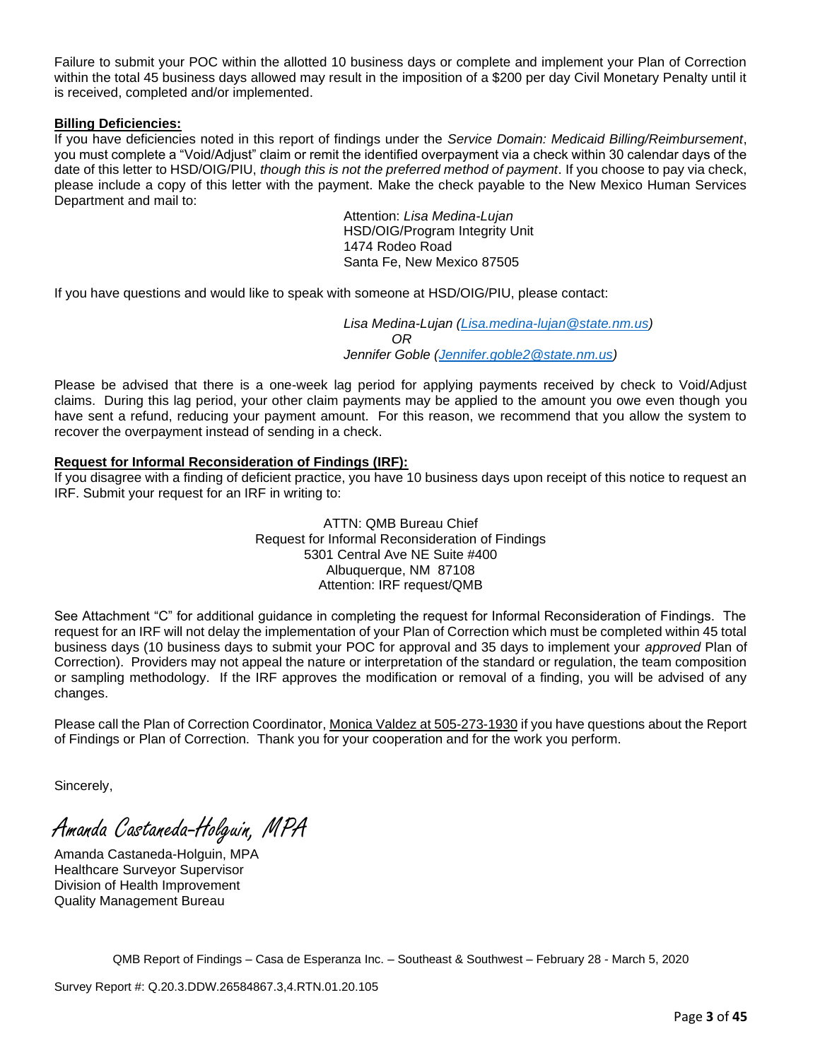Failure to submit your POC within the allotted 10 business days or complete and implement your Plan of Correction within the total 45 business days allowed may result in the imposition of a $200 per day Civil Monetary Penalty until it is received, completed and/or implemented.

**Billing Deficiencies:**

If you have deficiencies noted in this report of findings under the *Service Domain: Medicaid Billing/Reimbursement*, you must complete a "Void/Adjust" claim or remit the identified overpayment via a check within 30 calendar days of the date of this letter to HSD/OIG/PIU, *though this is not the preferred method of payment*. If you choose to pay via check, please include a copy of this letter with the payment. Make the check payable to the New Mexico Human Services Department and mail to:

> Attention: *Lisa Medina-Lujan*
> HSD/OIG/Program Integrity Unit
> 1474 Rodeo Road
> Santa Fe, New Mexico 87505

If you have questions and would like to speak with someone at HSD/OIG/PIU, please contact:

> *Lisa Medina-Lujan (Lisa.medina-lujan@state.nm.us)*
> *OR*
> *Jennifer Goble (Jennifer.goble2@state.nm.us)*

Please be advised that there is a one-week lag period for applying payments received by check to Void/Adjust claims. During this lag period, your other claim payments may be applied to the amount you owe even though you have sent a refund, reducing your payment amount. For this reason, we recommend that you allow the system to recover the overpayment instead of sending in a check.

**Request for Informal Reconsideration of Findings (IRF):**

If you disagree with a finding of deficient practice, you have 10 business days upon receipt of this notice to request an IRF. Submit your request for an IRF in writing to:

> ATTN: QMB Bureau Chief
> Request for Informal Reconsideration of Findings
> 5301 Central Ave NE Suite #400
> Albuquerque, NM 87108
> Attention: IRF request/QMB

See Attachment "C" for additional guidance in completing the request for Informal Reconsideration of Findings. The request for an IRF will not delay the implementation of your Plan of Correction which must be completed within 45 total business days (10 business days to submit your POC for approval and 35 days to implement your *approved* Plan of Correction). Providers may not appeal the nature or interpretation of the standard or regulation, the team composition or sampling methodology. If the IRF approves the modification or removal of a finding, you will be advised of any changes.

Please call the Plan of Correction Coordinator, Monica Valdez at 505-273-1930 if you have questions about the Report of Findings or Plan of Correction. Thank you for your cooperation and for the work you perform.

Sincerely,

*Amanda Castaneda-Holguin, MPA*

Amanda Castaneda-Holguin, MPA
Healthcare Surveyor Supervisor
Division of Health Improvement
Quality Management Bureau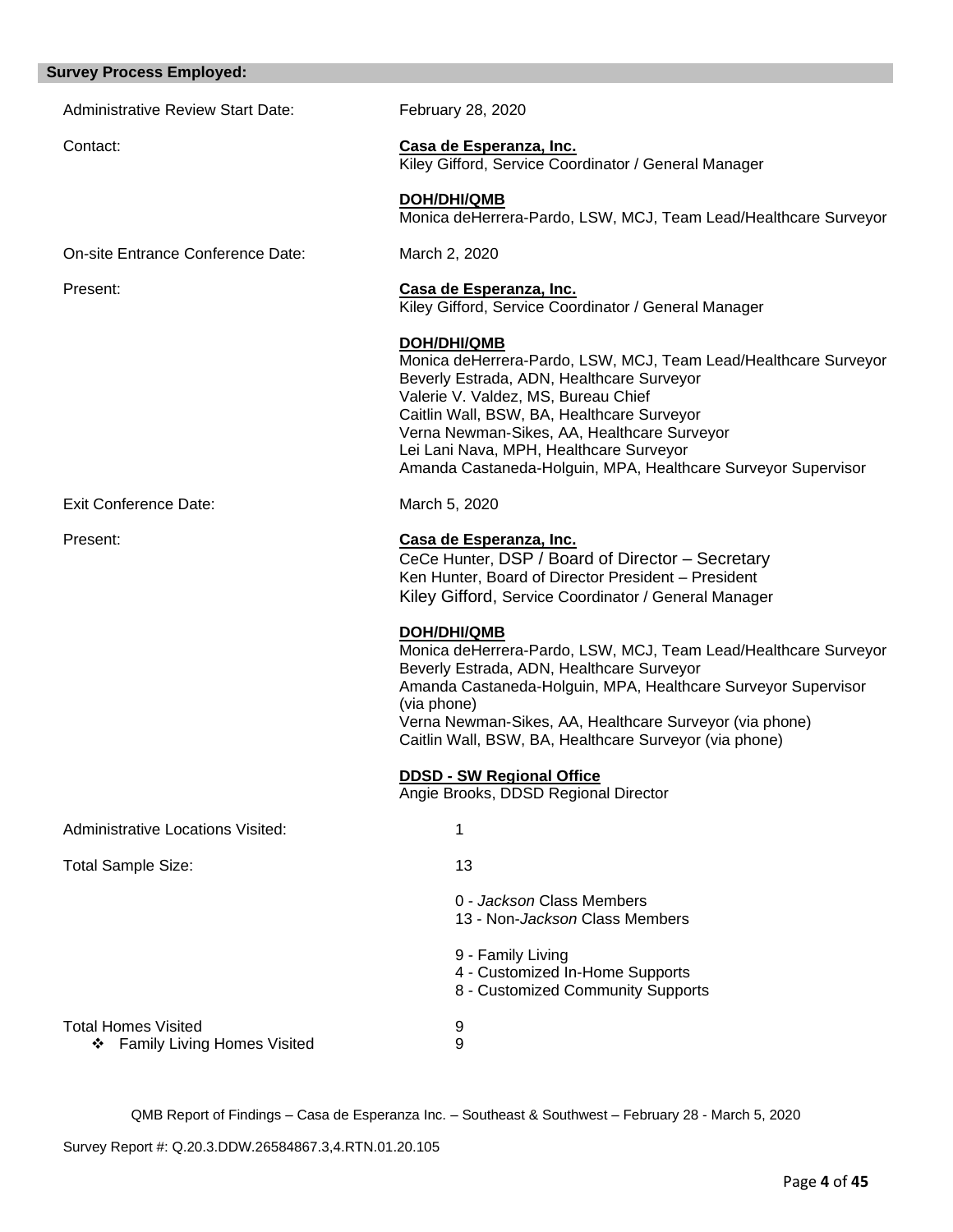**Survey Process Employed:**

Administrative Review Start Date: February 28, 2020

Contact:

**Casa de Esperanza, Inc.**
Kiley Gifford, Service Coordinator / General Manager

**DOH/DHI/QMB**
Monica deHerrera-Pardo, LSW, MCJ, Team Lead/Healthcare Surveyor

On-site Entrance Conference Date: March 2, 2020

Present:

**Casa de Esperanza, Inc.**
Kiley Gifford, Service Coordinator / General Manager

**DOH/DHI/QMB**
Monica deHerrera-Pardo, LSW, MCJ, Team Lead/Healthcare Surveyor
Beverly Estrada, ADN, Healthcare Surveyor
Valerie V. Valdez, MS, Bureau Chief
Caitlin Wall, BSW, BA, Healthcare Surveyor
Verna Newman-Sikes, AA, Healthcare Surveyor
Lei Lani Nava, MPH, Healthcare Surveyor
Amanda Castaneda-Holguin, MPA, Healthcare Surveyor Supervisor

Exit Conference Date: March 5, 2020

Present:

**Casa de Esperanza, Inc.**
CeCe Hunter, DSP / Board of Director – Secretary
Ken Hunter, Board of Director President – President
Kiley Gifford, Service Coordinator / General Manager

**DOH/DHI/QMB**
Monica deHerrera-Pardo, LSW, MCJ, Team Lead/Healthcare Surveyor
Beverly Estrada, ADN, Healthcare Surveyor
Amanda Castaneda-Holguin, MPA, Healthcare Surveyor Supervisor (via phone)
Verna Newman-Sikes, AA, Healthcare Surveyor (via phone)
Caitlin Wall, BSW, BA, Healthcare Surveyor (via phone)

**DDSD - SW Regional Office**
Angie Brooks, DDSD Regional Director

Administrative Locations Visited: 1

Total Sample Size: 13

0 - *Jackson* Class Members
13 - Non-*Jackson* Class Members

9 - Family Living
4 - Customized In-Home Supports
8 - Customized Community Supports

Total Homes Visited 9
- ❖ Family Living Homes Visited 9

QMB Report of Findings – Casa de Esperanza Inc. – Southeast & Southwest – February 28 - March 5, 2020

Survey Report #: Q.20.3.DDW.26584867.3,4.RTN.01.20.105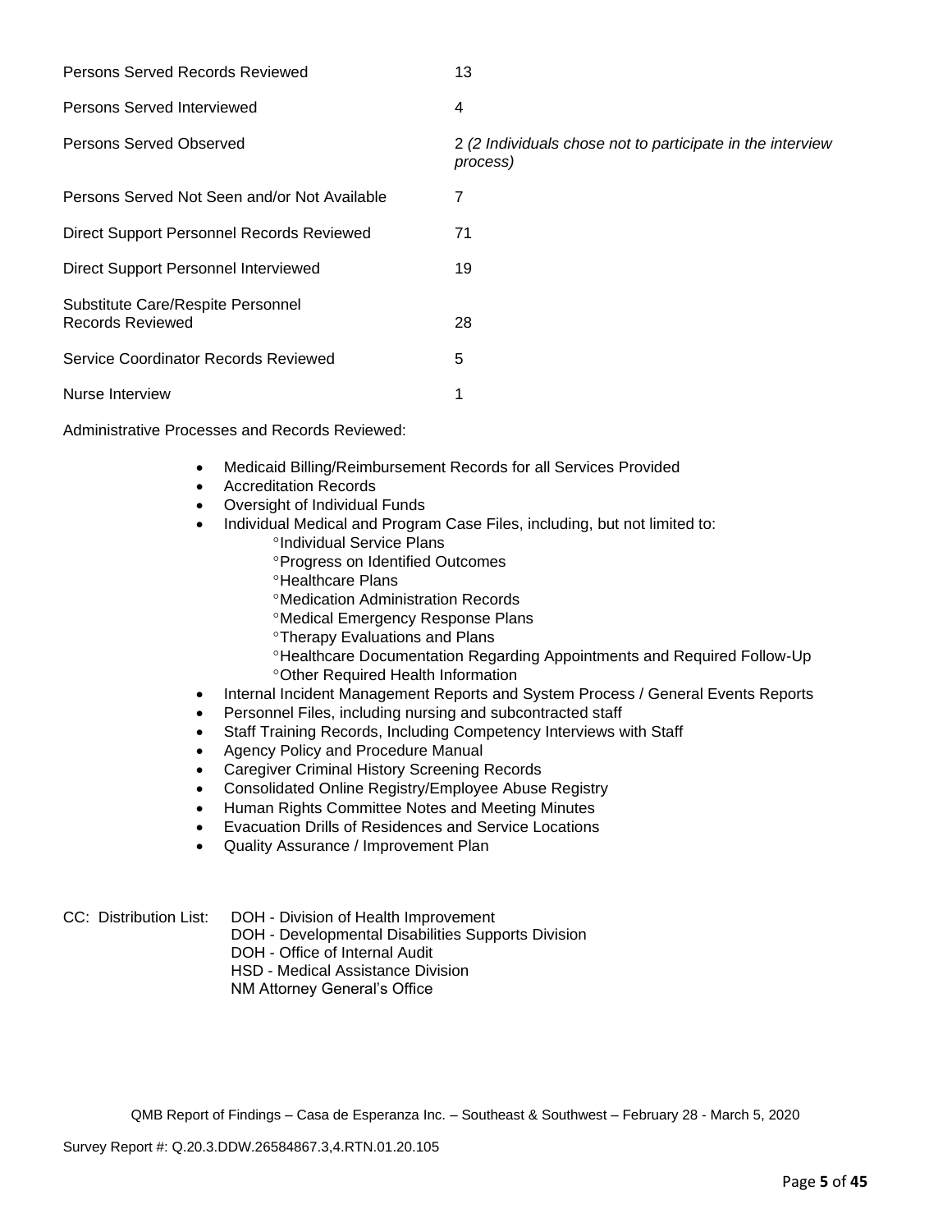| | |
|---|---|
| Persons Served Records Reviewed | 13 |
| Persons Served Interviewed | 4 |
| Persons Served Observed | 2 *(2 Individuals chose not to participate in the interview process)* |
| Persons Served Not Seen and/or Not Available | 7 |
| Direct Support Personnel Records Reviewed | 71 |
| Direct Support Personnel Interviewed | 19 |
| Substitute Care/Respite Personnel Records Reviewed | 28 |
| Service Coordinator Records Reviewed | 5 |
| Nurse Interview | 1 |

Administrative Processes and Records Reviewed:

- Medicaid Billing/Reimbursement Records for all Services Provided
- Accreditation Records
- Oversight of Individual Funds
- Individual Medical and Program Case Files, including, but not limited to:
  - °Individual Service Plans
  - °Progress on Identified Outcomes
  - °Healthcare Plans
  - °Medication Administration Records
  - °Medical Emergency Response Plans
  - °Therapy Evaluations and Plans
  - °Healthcare Documentation Regarding Appointments and Required Follow-Up
  - °Other Required Health Information
- Internal Incident Management Reports and System Process / General Events Reports
- Personnel Files, including nursing and subcontracted staff
- Staff Training Records, Including Competency Interviews with Staff
- Agency Policy and Procedure Manual
- Caregiver Criminal History Screening Records
- Consolidated Online Registry/Employee Abuse Registry
- Human Rights Committee Notes and Meeting Minutes
- Evacuation Drills of Residences and Service Locations
- Quality Assurance / Improvement Plan

CC: Distribution List:
DOH - Division of Health Improvement
DOH - Developmental Disabilities Supports Division
DOH - Office of Internal Audit
HSD - Medical Assistance Division
NM Attorney General's Office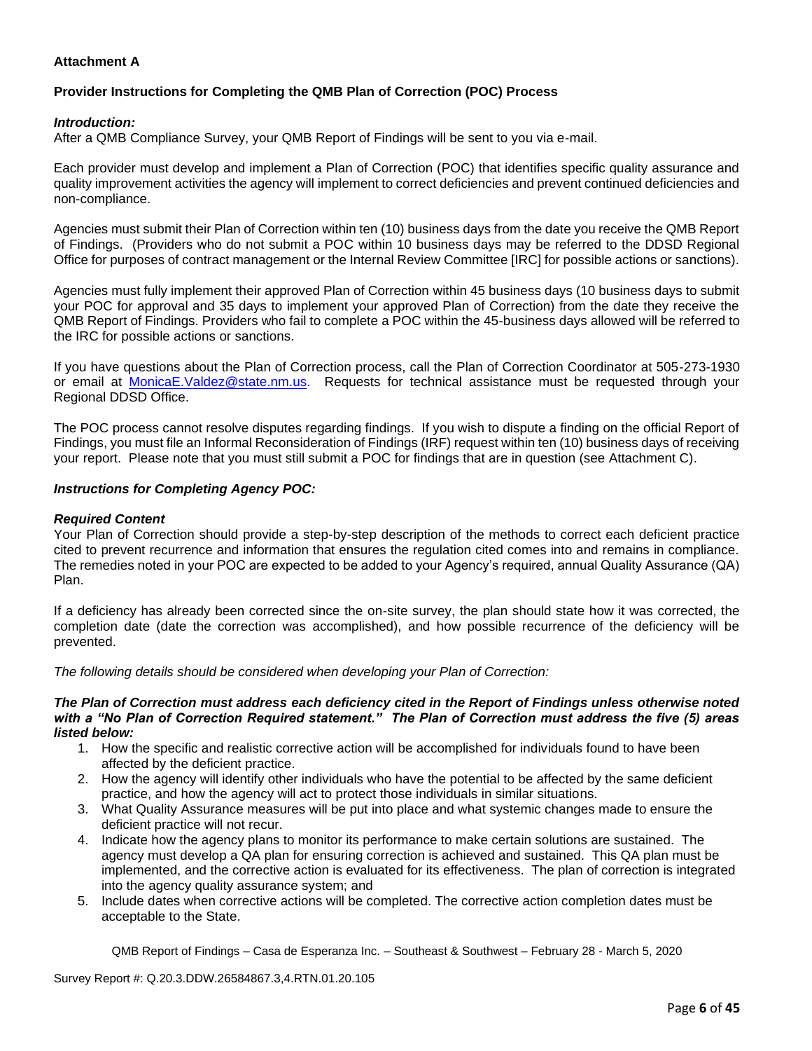**Attachment A**

**Provider Instructions for Completing the QMB Plan of Correction (POC) Process**

***Introduction:***

After a QMB Compliance Survey, your QMB Report of Findings will be sent to you via e-mail.

Each provider must develop and implement a Plan of Correction (POC) that identifies specific quality assurance and quality improvement activities the agency will implement to correct deficiencies and prevent continued deficiencies and non-compliance.

Agencies must submit their Plan of Correction within ten (10) business days from the date you receive the QMB Report of Findings. (Providers who do not submit a POC within 10 business days may be referred to the DDSD Regional Office for purposes of contract management or the Internal Review Committee [IRC] for possible actions or sanctions).

Agencies must fully implement their approved Plan of Correction within 45 business days (10 business days to submit your POC for approval and 35 days to implement your approved Plan of Correction) from the date they receive the QMB Report of Findings. Providers who fail to complete a POC within the 45-business days allowed will be referred to the IRC for possible actions or sanctions.

If you have questions about the Plan of Correction process, call the Plan of Correction Coordinator at 505-273-1930 or email at MonicaE.Valdez@state.nm.us. Requests for technical assistance must be requested through your Regional DDSD Office.

The POC process cannot resolve disputes regarding findings. If you wish to dispute a finding on the official Report of Findings, you must file an Informal Reconsideration of Findings (IRF) request within ten (10) business days of receiving your report. Please note that you must still submit a POC for findings that are in question (see Attachment C).

***Instructions for Completing Agency POC:***

***Required Content***

Your Plan of Correction should provide a step-by-step description of the methods to correct each deficient practice cited to prevent recurrence and information that ensures the regulation cited comes into and remains in compliance. The remedies noted in your POC are expected to be added to your Agency's required, annual Quality Assurance (QA) Plan.

If a deficiency has already been corrected since the on-site survey, the plan should state how it was corrected, the completion date (date the correction was accomplished), and how possible recurrence of the deficiency will be prevented.

*The following details should be considered when developing your Plan of Correction:*

***The Plan of Correction must address each deficiency cited in the Report of Findings unless otherwise noted with a "No Plan of Correction Required statement." The Plan of Correction must address the five (5) areas listed below:***

1. How the specific and realistic corrective action will be accomplished for individuals found to have been affected by the deficient practice.
2. How the agency will identify other individuals who have the potential to be affected by the same deficient practice, and how the agency will act to protect those individuals in similar situations.
3. What Quality Assurance measures will be put into place and what systemic changes made to ensure the deficient practice will not recur.
4. Indicate how the agency plans to monitor its performance to make certain solutions are sustained. The agency must develop a QA plan for ensuring correction is achieved and sustained. This QA plan must be implemented, and the corrective action is evaluated for its effectiveness. The plan of correction is integrated into the agency quality assurance system; and
5. Include dates when corrective actions will be completed. The corrective action completion dates must be acceptable to the State.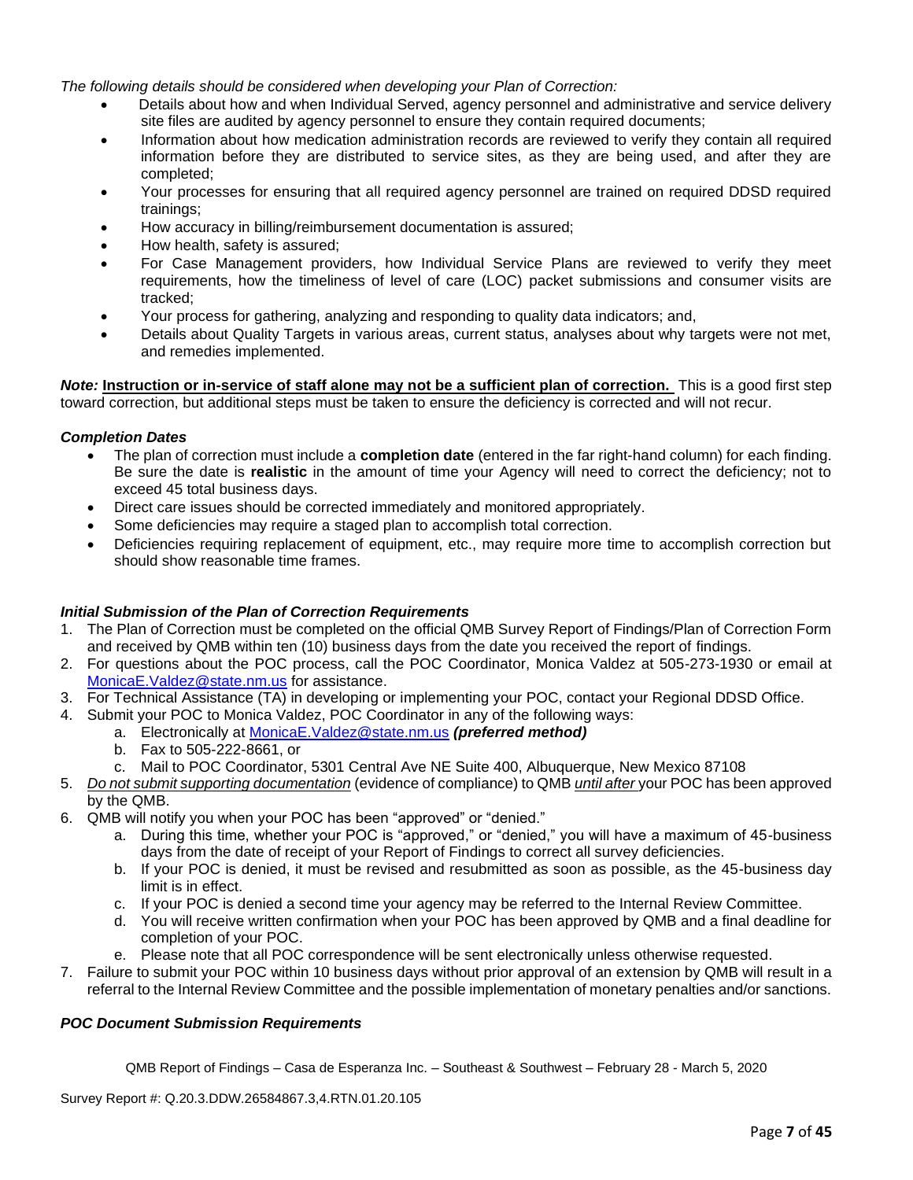*The following details should be considered when developing your Plan of Correction:*

- Details about how and when Individual Served, agency personnel and administrative and service delivery site files are audited by agency personnel to ensure they contain required documents;
- Information about how medication administration records are reviewed to verify they contain all required information before they are distributed to service sites, as they are being used, and after they are completed;
- Your processes for ensuring that all required agency personnel are trained on required DDSD required trainings;
- How accuracy in billing/reimbursement documentation is assured;
- How health, safety is assured;
- For Case Management providers, how Individual Service Plans are reviewed to verify they meet requirements, how the timeliness of level of care (LOC) packet submissions and consumer visits are tracked;
- Your process for gathering, analyzing and responding to quality data indicators; and,
- Details about Quality Targets in various areas, current status, analyses about why targets were not met, and remedies implemented.

***Note:*** **Instruction or in-service of staff alone may not be a sufficient plan of correction.** This is a good first step toward correction, but additional steps must be taken to ensure the deficiency is corrected and will not recur.

***Completion Dates***

- The plan of correction must include a **completion date** (entered in the far right-hand column) for each finding. Be sure the date is **realistic** in the amount of time your Agency will need to correct the deficiency; not to exceed 45 total business days.
- Direct care issues should be corrected immediately and monitored appropriately.
- Some deficiencies may require a staged plan to accomplish total correction.
- Deficiencies requiring replacement of equipment, etc., may require more time to accomplish correction but should show reasonable time frames.

***Initial Submission of the Plan of Correction Requirements***

1. The Plan of Correction must be completed on the official QMB Survey Report of Findings/Plan of Correction Form and received by QMB within ten (10) business days from the date you received the report of findings.
2. For questions about the POC process, call the POC Coordinator, Monica Valdez at 505-273-1930 or email at MonicaE.Valdez@state.nm.us for assistance.
3. For Technical Assistance (TA) in developing or implementing your POC, contact your Regional DDSD Office.
4. Submit your POC to Monica Valdez, POC Coordinator in any of the following ways:
   a. Electronically at MonicaE.Valdez@state.nm.us ***(preferred method)***
   b. Fax to 505-222-8661, or
   c. Mail to POC Coordinator, 5301 Central Ave NE Suite 400, Albuquerque, New Mexico 87108
5. *Do not submit supporting documentation* (evidence of compliance) to QMB *until after* your POC has been approved by the QMB.
6. QMB will notify you when your POC has been "approved" or "denied."
   a. During this time, whether your POC is "approved," or "denied," you will have a maximum of 45-business days from the date of receipt of your Report of Findings to correct all survey deficiencies.
   b. If your POC is denied, it must be revised and resubmitted as soon as possible, as the 45-business day limit is in effect.
   c. If your POC is denied a second time your agency may be referred to the Internal Review Committee.
   d. You will receive written confirmation when your POC has been approved by QMB and a final deadline for completion of your POC.
   e. Please note that all POC correspondence will be sent electronically unless otherwise requested.
7. Failure to submit your POC within 10 business days without prior approval of an extension by QMB will result in a referral to the Internal Review Committee and the possible implementation of monetary penalties and/or sanctions.

***POC Document Submission Requirements***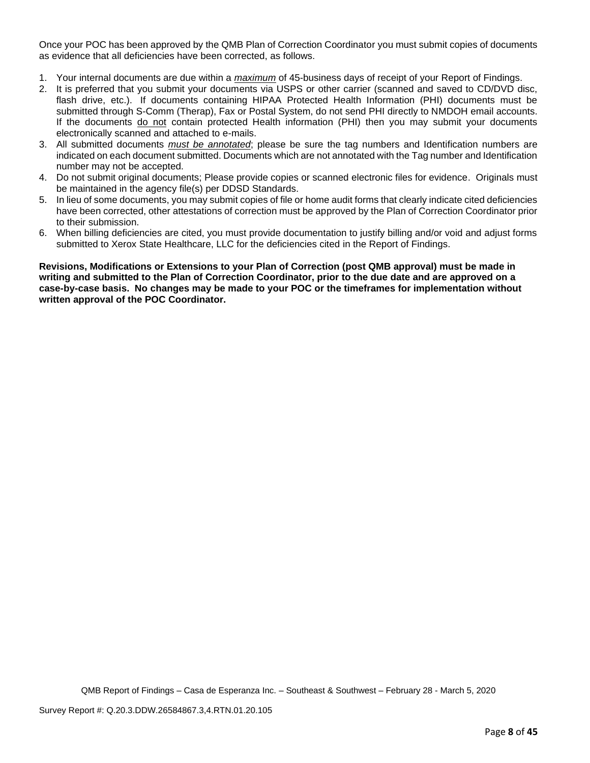Once your POC has been approved by the QMB Plan of Correction Coordinator you must submit copies of documents as evidence that all deficiencies have been corrected, as follows.

1. Your internal documents are due within a ***maximum*** of 45-business days of receipt of your Report of Findings.
2. It is preferred that you submit your documents via USPS or other carrier (scanned and saved to CD/DVD disc, flash drive, etc.). If documents containing HIPAA Protected Health Information (PHI) documents must be submitted through S-Comm (Therap), Fax or Postal System, do not send PHI directly to NMDOH email accounts. If the documents do not contain protected Health information (PHI) then you may submit your documents electronically scanned and attached to e-mails.
3. All submitted documents *must be annotated*; please be sure the tag numbers and Identification numbers are indicated on each document submitted. Documents which are not annotated with the Tag number and Identification number may not be accepted.
4. Do not submit original documents; Please provide copies or scanned electronic files for evidence. Originals must be maintained in the agency file(s) per DDSD Standards.
5. In lieu of some documents, you may submit copies of file or home audit forms that clearly indicate cited deficiencies have been corrected, other attestations of correction must be approved by the Plan of Correction Coordinator prior to their submission.
6. When billing deficiencies are cited, you must provide documentation to justify billing and/or void and adjust forms submitted to Xerox State Healthcare, LLC for the deficiencies cited in the Report of Findings.

**Revisions, Modifications or Extensions to your Plan of Correction (post QMB approval) must be made in writing and submitted to the Plan of Correction Coordinator, prior to the due date and are approved on a case-by-case basis. No changes may be made to your POC or the timeframes for implementation without written approval of the POC Coordinator.**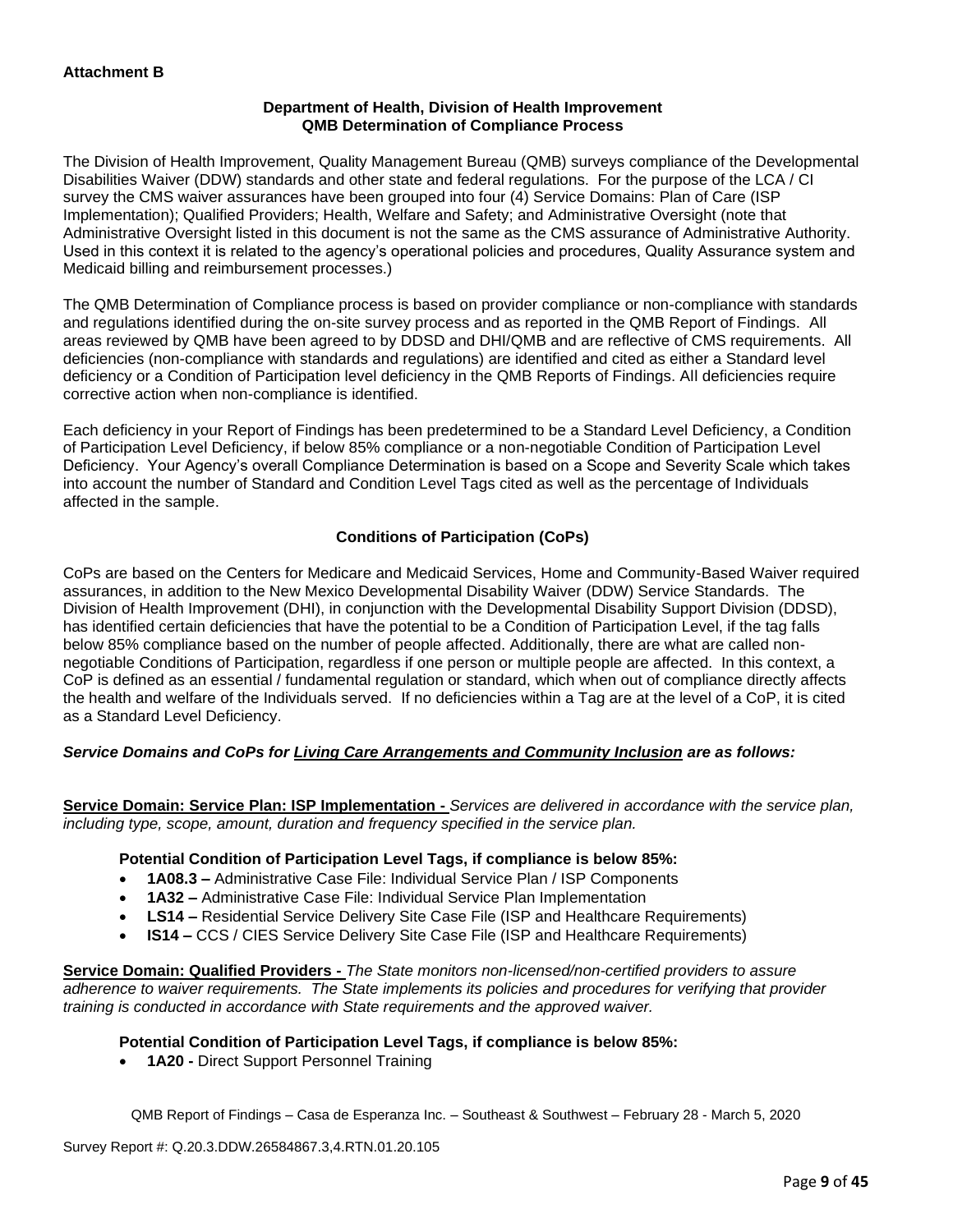**Attachment B**

**Department of Health, Division of Health Improvement**
**QMB Determination of Compliance Process**

The Division of Health Improvement, Quality Management Bureau (QMB) surveys compliance of the Developmental Disabilities Waiver (DDW) standards and other state and federal regulations. For the purpose of the LCA / CI survey the CMS waiver assurances have been grouped into four (4) Service Domains: Plan of Care (ISP Implementation); Qualified Providers; Health, Welfare and Safety; and Administrative Oversight (note that Administrative Oversight listed in this document is not the same as the CMS assurance of Administrative Authority. Used in this context it is related to the agency's operational policies and procedures, Quality Assurance system and Medicaid billing and reimbursement processes.)

The QMB Determination of Compliance process is based on provider compliance or non-compliance with standards and regulations identified during the on-site survey process and as reported in the QMB Report of Findings. All areas reviewed by QMB have been agreed to by DDSD and DHI/QMB and are reflective of CMS requirements. All deficiencies (non-compliance with standards and regulations) are identified and cited as either a Standard level deficiency or a Condition of Participation level deficiency in the QMB Reports of Findings. All deficiencies require corrective action when non-compliance is identified.

Each deficiency in your Report of Findings has been predetermined to be a Standard Level Deficiency, a Condition of Participation Level Deficiency, if below 85% compliance or a non-negotiable Condition of Participation Level Deficiency. Your Agency's overall Compliance Determination is based on a Scope and Severity Scale which takes into account the number of Standard and Condition Level Tags cited as well as the percentage of Individuals affected in the sample.

**Conditions of Participation (CoPs)**

CoPs are based on the Centers for Medicare and Medicaid Services, Home and Community-Based Waiver required assurances, in addition to the New Mexico Developmental Disability Waiver (DDW) Service Standards. The Division of Health Improvement (DHI), in conjunction with the Developmental Disability Support Division (DDSD), has identified certain deficiencies that have the potential to be a Condition of Participation Level, if the tag falls below 85% compliance based on the number of people affected. Additionally, there are what are called non-negotiable Conditions of Participation, regardless if one person or multiple people are affected. In this context, a CoP is defined as an essential / fundamental regulation or standard, which when out of compliance directly affects the health and welfare of the Individuals served. If no deficiencies within a Tag are at the level of a CoP, it is cited as a Standard Level Deficiency.

***Service Domains and CoPs for Living Care Arrangements and Community Inclusion are as follows:***

**Service Domain: Service Plan: ISP Implementation -** *Services are delivered in accordance with the service plan, including type, scope, amount, duration and frequency specified in the service plan.*

**Potential Condition of Participation Level Tags, if compliance is below 85%:**

- **1A08.3 –** Administrative Case File: Individual Service Plan / ISP Components
- **1A32 –** Administrative Case File: Individual Service Plan Implementation
- **LS14 –** Residential Service Delivery Site Case File (ISP and Healthcare Requirements)
- **IS14 –** CCS / CIES Service Delivery Site Case File (ISP and Healthcare Requirements)

**Service Domain: Qualified Providers -** *The State monitors non-licensed/non-certified providers to assure adherence to waiver requirements. The State implements its policies and procedures for verifying that provider training is conducted in accordance with State requirements and the approved waiver.*

**Potential Condition of Participation Level Tags, if compliance is below 85%:**

- **1A20 -** Direct Support Personnel Training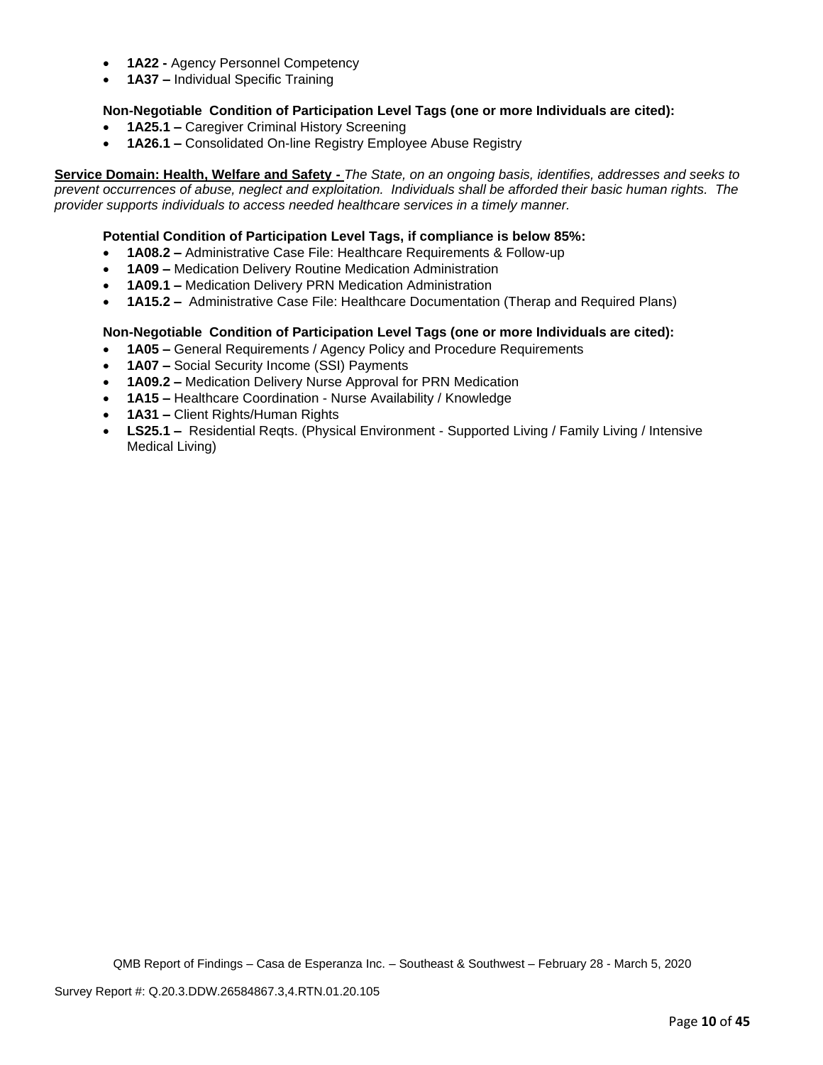- **1A22 -** Agency Personnel Competency
- **1A37 –** Individual Specific Training

**Non-Negotiable Condition of Participation Level Tags (one or more Individuals are cited):**

- **1A25.1 –** Caregiver Criminal History Screening
- **1A26.1 –** Consolidated On-line Registry Employee Abuse Registry

**Service Domain: Health, Welfare and Safety -** *The State, on an ongoing basis, identifies, addresses and seeks to prevent occurrences of abuse, neglect and exploitation. Individuals shall be afforded their basic human rights. The provider supports individuals to access needed healthcare services in a timely manner.*

**Potential Condition of Participation Level Tags, if compliance is below 85%:**

- **1A08.2 –** Administrative Case File: Healthcare Requirements & Follow-up
- **1A09 –** Medication Delivery Routine Medication Administration
- **1A09.1 –** Medication Delivery PRN Medication Administration
- **1A15.2 –** Administrative Case File: Healthcare Documentation (Therap and Required Plans)

**Non-Negotiable Condition of Participation Level Tags (one or more Individuals are cited):**

- **1A05 –** General Requirements / Agency Policy and Procedure Requirements
- **1A07 –** Social Security Income (SSI) Payments
- **1A09.2 –** Medication Delivery Nurse Approval for PRN Medication
- **1A15 –** Healthcare Coordination - Nurse Availability / Knowledge
- **1A31 –** Client Rights/Human Rights
- **LS25.1 –** Residential Reqts. (Physical Environment - Supported Living / Family Living / Intensive Medical Living)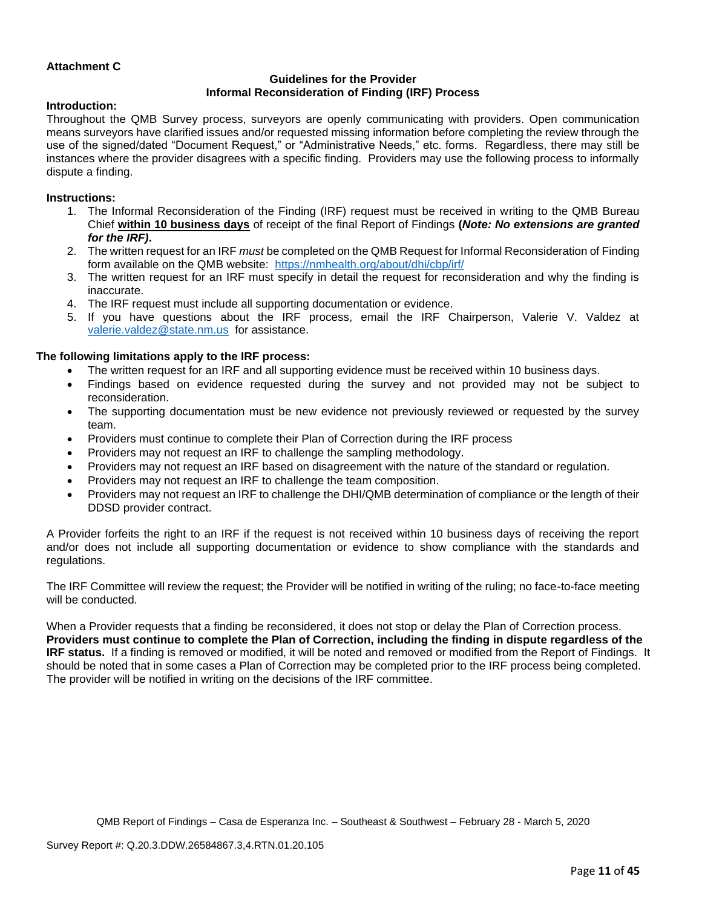**Attachment C**

**Guidelines for the Provider**
**Informal Reconsideration of Finding (IRF) Process**

**Introduction:**

Throughout the QMB Survey process, surveyors are openly communicating with providers. Open communication means surveyors have clarified issues and/or requested missing information before completing the review through the use of the signed/dated "Document Request," or "Administrative Needs," etc. forms. Regardless, there may still be instances where the provider disagrees with a specific finding. Providers may use the following process to informally dispute a finding.

**Instructions:**

1. The Informal Reconsideration of the Finding (IRF) request must be received in writing to the QMB Bureau Chief **within 10 business days** of receipt of the final Report of Findings **(*Note: No extensions are granted for the IRF)*.**
2. The written request for an IRF *must* be completed on the QMB Request for Informal Reconsideration of Finding form available on the QMB website: https://nmhealth.org/about/dhi/cbp/irf/
3. The written request for an IRF must specify in detail the request for reconsideration and why the finding is inaccurate.
4. The IRF request must include all supporting documentation or evidence.
5. If you have questions about the IRF process, email the IRF Chairperson, Valerie V. Valdez at valerie.valdez@state.nm.us for assistance.

**The following limitations apply to the IRF process:**

- The written request for an IRF and all supporting evidence must be received within 10 business days.
- Findings based on evidence requested during the survey and not provided may not be subject to reconsideration.
- The supporting documentation must be new evidence not previously reviewed or requested by the survey team.
- Providers must continue to complete their Plan of Correction during the IRF process
- Providers may not request an IRF to challenge the sampling methodology.
- Providers may not request an IRF based on disagreement with the nature of the standard or regulation.
- Providers may not request an IRF to challenge the team composition.
- Providers may not request an IRF to challenge the DHI/QMB determination of compliance or the length of their DDSD provider contract.

A Provider forfeits the right to an IRF if the request is not received within 10 business days of receiving the report and/or does not include all supporting documentation or evidence to show compliance with the standards and regulations.

The IRF Committee will review the request; the Provider will be notified in writing of the ruling; no face-to-face meeting will be conducted.

When a Provider requests that a finding be reconsidered, it does not stop or delay the Plan of Correction process. **Providers must continue to complete the Plan of Correction, including the finding in dispute regardless of the IRF status.** If a finding is removed or modified, it will be noted and removed or modified from the Report of Findings. It should be noted that in some cases a Plan of Correction may be completed prior to the IRF process being completed. The provider will be notified in writing on the decisions of the IRF committee.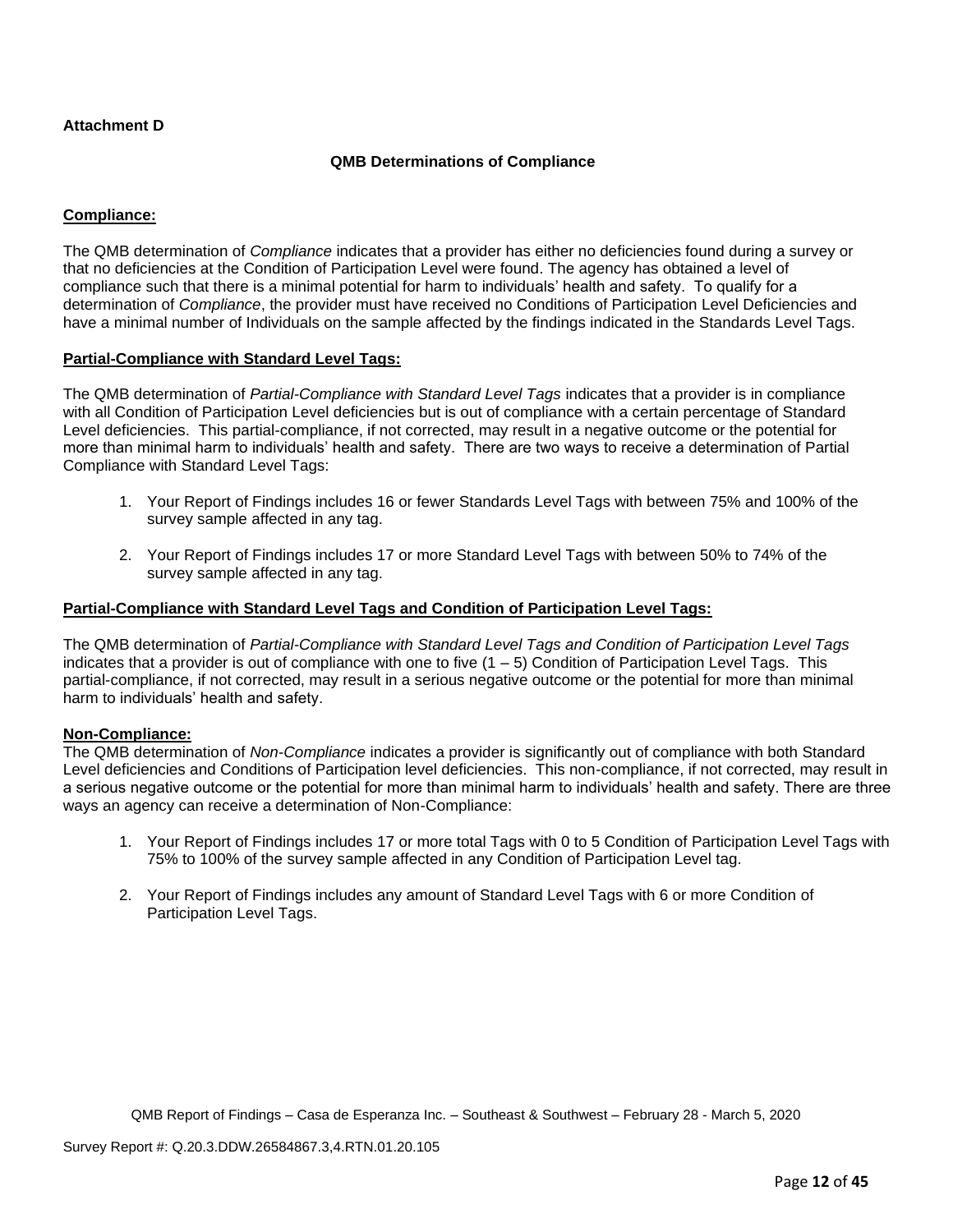**Attachment D**

**QMB Determinations of Compliance**

**Compliance:**

The QMB determination of *Compliance* indicates that a provider has either no deficiencies found during a survey or that no deficiencies at the Condition of Participation Level were found. The agency has obtained a level of compliance such that there is a minimal potential for harm to individuals' health and safety. To qualify for a determination of *Compliance*, the provider must have received no Conditions of Participation Level Deficiencies and have a minimal number of Individuals on the sample affected by the findings indicated in the Standards Level Tags.

**Partial-Compliance with Standard Level Tags:**

The QMB determination of *Partial-Compliance with Standard Level Tags* indicates that a provider is in compliance with all Condition of Participation Level deficiencies but is out of compliance with a certain percentage of Standard Level deficiencies. This partial-compliance, if not corrected, may result in a negative outcome or the potential for more than minimal harm to individuals' health and safety. There are two ways to receive a determination of Partial Compliance with Standard Level Tags:

1. Your Report of Findings includes 16 or fewer Standards Level Tags with between 75% and 100% of the survey sample affected in any tag.
2. Your Report of Findings includes 17 or more Standard Level Tags with between 50% to 74% of the survey sample affected in any tag.

**Partial-Compliance with Standard Level Tags and Condition of Participation Level Tags:**

The QMB determination of *Partial-Compliance with Standard Level Tags and Condition of Participation Level Tags* indicates that a provider is out of compliance with one to five (1 – 5) Condition of Participation Level Tags. This partial-compliance, if not corrected, may result in a serious negative outcome or the potential for more than minimal harm to individuals' health and safety.

**Non-Compliance:**

The QMB determination of *Non-Compliance* indicates a provider is significantly out of compliance with both Standard Level deficiencies and Conditions of Participation level deficiencies. This non-compliance, if not corrected, may result in a serious negative outcome or the potential for more than minimal harm to individuals' health and safety. There are three ways an agency can receive a determination of Non-Compliance:

1. Your Report of Findings includes 17 or more total Tags with 0 to 5 Condition of Participation Level Tags with 75% to 100% of the survey sample affected in any Condition of Participation Level tag.
2. Your Report of Findings includes any amount of Standard Level Tags with 6 or more Condition of Participation Level Tags.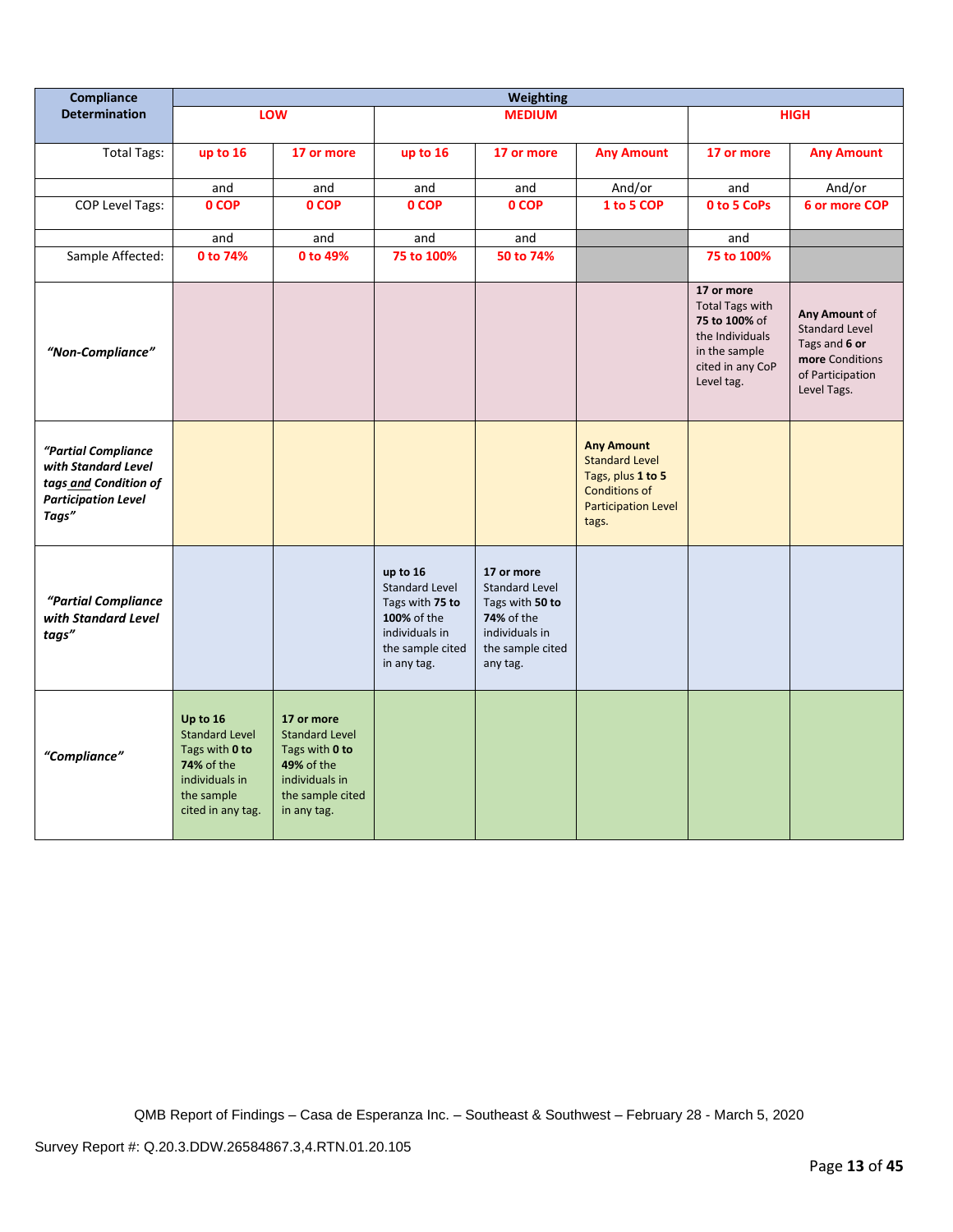| Compliance Determination | Weighting | | | | | | |
|---|---|---|---|---|---|---|---|
| | LOW | | MEDIUM | | | HIGH | |
| Total Tags: | up to 16 | 17 or more | up to 16 | 17 or more | Any Amount | 17 or more | Any Amount |
| | and | and | and | and | And/or | and | And/or |
| COP Level Tags: | 0 COP | 0 COP | 0 COP | 0 COP | 1 to 5 COP | 0 to 5 CoPs | 6 or more COP |
| | and | and | and | and | | and | |
| Sample Affected: | 0 to 74% | 0 to 49% | 75 to 100% | 50 to 74% | | 75 to 100% | |
| *"Non-Compliance"* | | | | | | **17 or more** Total Tags with **75 to 100%** of the Individuals in the sample cited in any CoP Level tag. | **Any Amount** of Standard Level Tags and **6 or more** Conditions of Participation Level Tags. |
| *"Partial Compliance with Standard Level tags and Condition of Participation Level Tags"* | | | | | **Any Amount** Standard Level Tags, plus **1 to 5** Conditions of Participation Level tags. | | |
| *"Partial Compliance with Standard Level tags"* | | | **up to 16** Standard Level Tags with **75 to 100%** of the individuals in the sample cited in any tag. | **17 or more** Standard Level Tags with **50 to 74%** of the individuals in the sample cited any tag. | | | |
| *"Compliance"* | **Up to 16** Standard Level Tags with **0 to 74%** of the individuals in the sample cited in any tag. | **17 or more** Standard Level Tags with **0 to 49%** of the individuals in the sample cited in any tag. | | | | | |

QMB Report of Findings – Casa de Esperanza Inc. – Southeast & Southwest – February 28 - March 5, 2020

Survey Report #: Q.20.3.DDW.26584867.3,4.RTN.01.20.105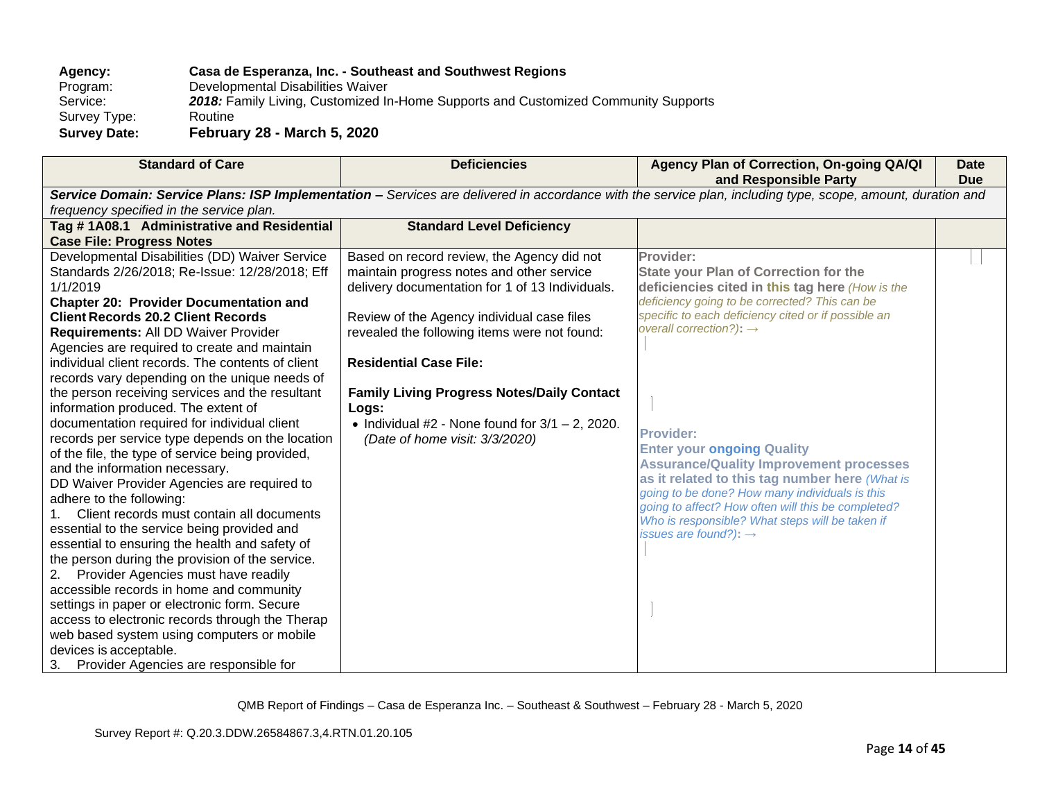**Agency:** **Casa de Esperanza, Inc. - Southeast and Southwest Regions**
Program: Developmental Disabilities Waiver
Service: ***2018:*** Family Living, Customized In-Home Supports and Customized Community Supports
Survey Type: Routine
**Survey Date:** **February 28 - March 5, 2020**

| Standard of Care | Deficiencies | Agency Plan of Correction, On-going QA/QI and Responsible Party | Date Due |
|---|---|---|---|
| ***Service Domain: Service Plans: ISP Implementation –*** *Services are delivered in accordance with the service plan, including type, scope, amount, duration and frequency specified in the service plan.* | | | |
| **Tag # 1A08.1 Administrative and Residential Case File: Progress Notes** | **Standard Level Deficiency** | | |
| Developmental Disabilities (DD) Waiver Service Standards 2/26/2018; Re-Issue: 12/28/2018; Eff 1/1/2019<br>**Chapter 20: Provider Documentation and Client Records 20.2 Client Records Requirements:** All DD Waiver Provider Agencies are required to create and maintain individual client records. The contents of client records vary depending on the unique needs of the person receiving services and the resultant information produced. The extent of documentation required for individual client records per service type depends on the location of the file, the type of service being provided, and the information necessary.<br>DD Waiver Provider Agencies are required to adhere to the following:<br>1. Client records must contain all documents essential to the service being provided and essential to ensuring the health and safety of the person during the provision of the service.<br>2. Provider Agencies must have readily accessible records in home and community settings in paper or electronic form. Secure access to electronic records through the Therap web based system using computers or mobile devices is acceptable.<br>3. Provider Agencies are responsible for | Based on record review, the Agency did not maintain progress notes and other service delivery documentation for 1 of 13 Individuals.<br><br>Review of the Agency individual case files revealed the following items were not found:<br><br>**Residential Case File:**<br><br>**Family Living Progress Notes/Daily Contact Logs:**<br>• Individual #2 - None found for 3/1 – 2, 2020. *(Date of home visit: 3/3/2020)* | **Provider:**<br>**State your Plan of Correction for the deficiencies cited in this tag here** *(How is the deficiency going to be corrected? This can be specific to each deficiency cited or if possible an overall correction?):* →<br><br>**Provider:**<br>**Enter your ongoing Quality Assurance/Quality Improvement processes as it related to this tag number here** *(What is going to be done? How many individuals is this going to affect? How often will this be completed? Who is responsible? What steps will be taken if issues are found?):* → | |

QMB Report of Findings – Casa de Esperanza Inc. – Southeast & Southwest – February 28 - March 5, 2020

Survey Report #: Q.20.3.DDW.26584867.3,4.RTN.01.20.105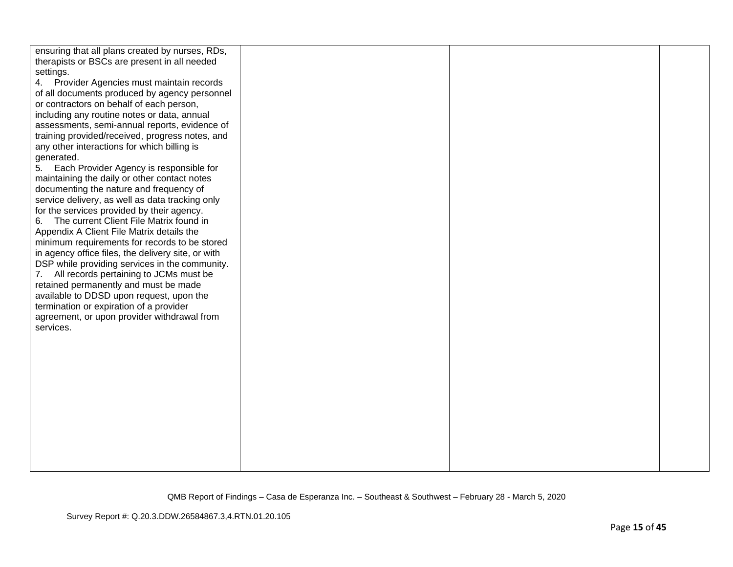| | | | |
|---|---|---|---|
| ensuring that all plans created by nurses, RDs, therapists or BSCs are present in all needed settings.<br>4. Provider Agencies must maintain records of all documents produced by agency personnel or contractors on behalf of each person, including any routine notes or data, annual assessments, semi-annual reports, evidence of training provided/received, progress notes, and any other interactions for which billing is generated.<br>5. Each Provider Agency is responsible for maintaining the daily or other contact notes documenting the nature and frequency of service delivery, as well as data tracking only for the services provided by their agency.<br>6. The current Client File Matrix found in Appendix A Client File Matrix details the minimum requirements for records to be stored in agency office files, the delivery site, or with DSP while providing services in the community.<br>7. All records pertaining to JCMs must be retained permanently and must be made available to DDSD upon request, upon the termination or expiration of a provider agreement, or upon provider withdrawal from services. | | | |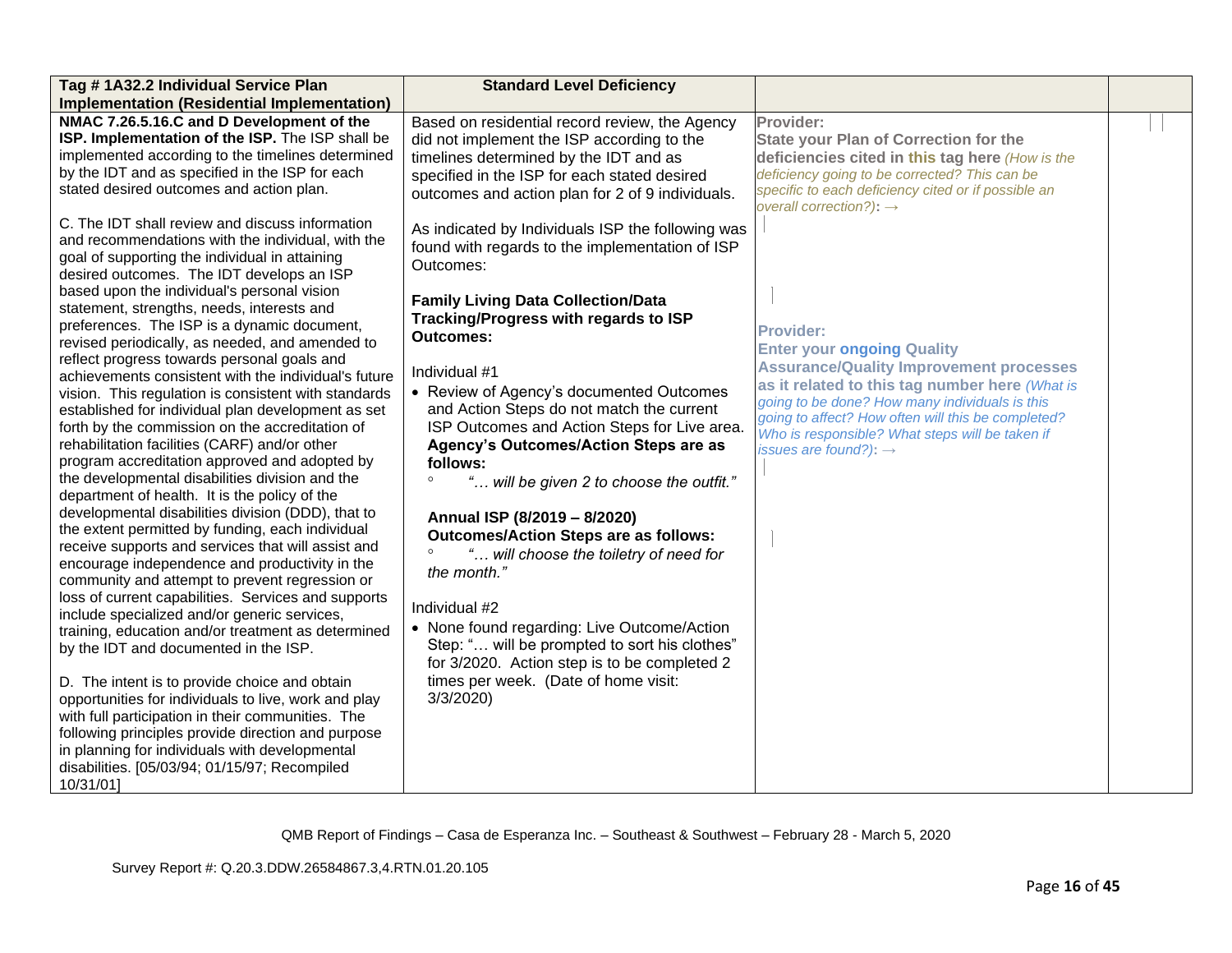| Tag # 1A32.2 Individual Service Plan Implementation (Residential Implementation) | Standard Level Deficiency | | |
|---|---|---|---|
| **NMAC 7.26.5.16.C and D Development of the ISP. Implementation of the ISP.** The ISP shall be implemented according to the timelines determined by the IDT and as specified in the ISP for each stated desired outcomes and action plan.<br><br>C. The IDT shall review and discuss information and recommendations with the individual, with the goal of supporting the individual in attaining desired outcomes. The IDT develops an ISP based upon the individual's personal vision statement, strengths, needs, interests and preferences. The ISP is a dynamic document, revised periodically, as needed, and amended to reflect progress towards personal goals and achievements consistent with the individual's future vision. This regulation is consistent with standards established for individual plan development as set forth by the commission on the accreditation of rehabilitation facilities (CARF) and/or other program accreditation approved and adopted by the developmental disabilities division and the department of health. It is the policy of the developmental disabilities division (DDD), that to the extent permitted by funding, each individual receive supports and services that will assist and encourage independence and productivity in the community and attempt to prevent regression or loss of current capabilities. Services and supports include specialized and/or generic services, training, education and/or treatment as determined by the IDT and documented in the ISP.<br><br>D. The intent is to provide choice and obtain opportunities for individuals to live, work and play with full participation in their communities. The following principles provide direction and purpose in planning for individuals with developmental disabilities. [05/03/94; 01/15/97; Recompiled 10/31/01] | Based on residential record review, the Agency did not implement the ISP according to the timelines determined by the IDT and as specified in the ISP for each stated desired outcomes and action plan for 2 of 9 individuals.<br><br>As indicated by Individuals ISP the following was found with regards to the implementation of ISP Outcomes:<br><br>**Family Living Data Collection/Data Tracking/Progress with regards to ISP Outcomes:**<br><br>Individual #1<br>• Review of Agency's documented Outcomes and Action Steps do not match the current ISP Outcomes and Action Steps for Live area. **Agency's Outcomes/Action Steps are as follows:**<br>◦ *"… will be given 2 to choose the outfit."*<br><br>**Annual ISP (8/2019 – 8/2020) Outcomes/Action Steps are as follows:**<br>◦ *"… will choose the toiletry of need for the month."*<br><br>Individual #2<br>• None found regarding: Live Outcome/Action Step: "… will be prompted to sort his clothes" for 3/2020. Action step is to be completed 2 times per week. (Date of home visit: 3/3/2020) | **Provider:**<br>**State your Plan of Correction for the deficiencies cited in this tag here** *(How is the deficiency going to be corrected? This can be specific to each deficiency cited or if possible an overall correction?)*: →<br><br>**Provider:**<br>**Enter your ongoing Quality Assurance/Quality Improvement processes as it related to this tag number here** *(What is going to be done? How many individuals is this going to affect? How often will this be completed? Who is responsible? What steps will be taken if issues are found?)*: → | |

QMB Report of Findings – Casa de Esperanza Inc. – Southeast & Southwest – February 28 - March 5, 2020

Survey Report #: Q.20.3.DDW.26584867.3,4.RTN.01.20.105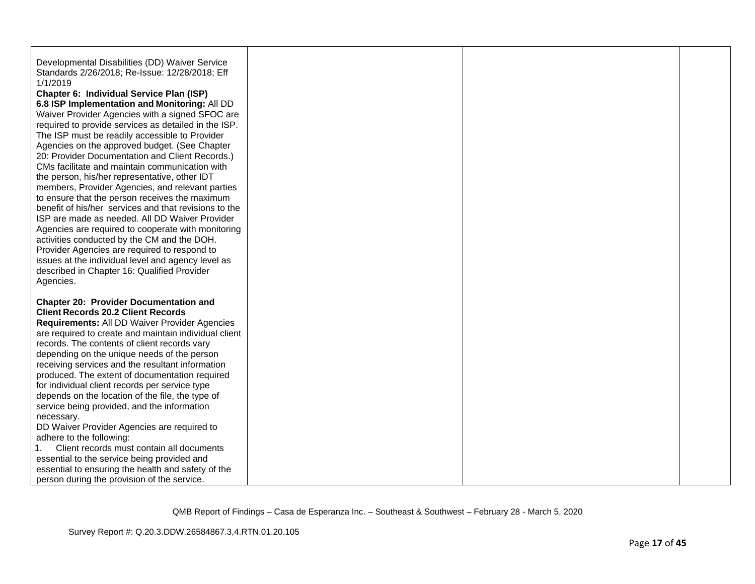| | | | |
|---|---|---|---|
| Developmental Disabilities (DD) Waiver Service Standards 2/26/2018; Re-Issue: 12/28/2018; Eff 1/1/2019<br>**Chapter 6: Individual Service Plan (ISP)**<br>**6.8 ISP Implementation and Monitoring:** All DD Waiver Provider Agencies with a signed SFOC are required to provide services as detailed in the ISP. The ISP must be readily accessible to Provider Agencies on the approved budget. (See Chapter 20: Provider Documentation and Client Records.) CMs facilitate and maintain communication with the person, his/her representative, other IDT members, Provider Agencies, and relevant parties to ensure that the person receives the maximum benefit of his/her services and that revisions to the ISP are made as needed. All DD Waiver Provider Agencies are required to cooperate with monitoring activities conducted by the CM and the DOH. Provider Agencies are required to respond to issues at the individual level and agency level as described in Chapter 16: Qualified Provider Agencies.<br><br>**Chapter 20: Provider Documentation and Client Records 20.2 Client Records Requirements:** All DD Waiver Provider Agencies are required to create and maintain individual client records. The contents of client records vary depending on the unique needs of the person receiving services and the resultant information produced. The extent of documentation required for individual client records per service type depends on the location of the file, the type of service being provided, and the information necessary.<br>DD Waiver Provider Agencies are required to adhere to the following:<br>1. Client records must contain all documents essential to the service being provided and essential to ensuring the health and safety of the person during the provision of the service. | | | |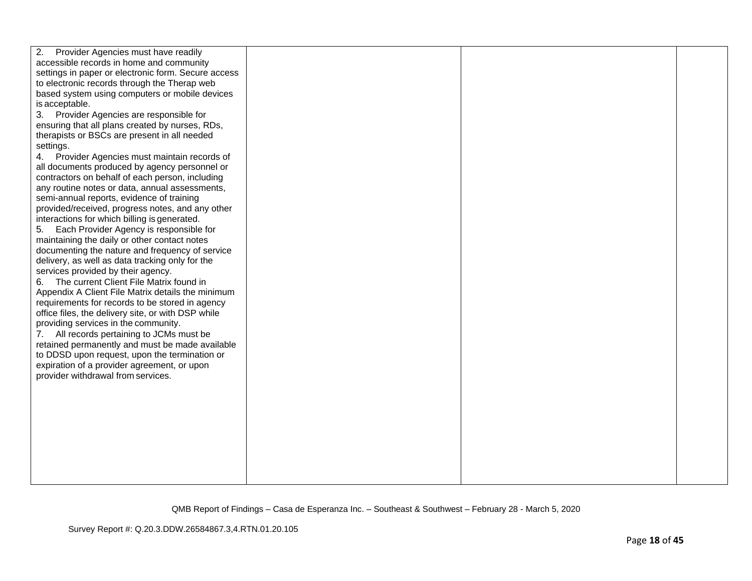| | | | |
|---|---|---|---|
| 2. Provider Agencies must have readily accessible records in home and community settings in paper or electronic form. Secure access to electronic records through the Therap web based system using computers or mobile devices is acceptable.<br>3. Provider Agencies are responsible for ensuring that all plans created by nurses, RDs, therapists or BSCs are present in all needed settings.<br>4. Provider Agencies must maintain records of all documents produced by agency personnel or contractors on behalf of each person, including any routine notes or data, annual assessments, semi-annual reports, evidence of training provided/received, progress notes, and any other interactions for which billing is generated.<br>5. Each Provider Agency is responsible for maintaining the daily or other contact notes documenting the nature and frequency of service delivery, as well as data tracking only for the services provided by their agency.<br>6. The current Client File Matrix found in Appendix A Client File Matrix details the minimum requirements for records to be stored in agency office files, the delivery site, or with DSP while providing services in the community.<br>7. All records pertaining to JCMs must be retained permanently and must be made available to DDSD upon request, upon the termination or expiration of a provider agreement, or upon provider withdrawal from services. | | | |

QMB Report of Findings – Casa de Esperanza Inc. – Southeast & Southwest – February 28 - March 5, 2020

Survey Report #: Q.20.3.DDW.26584867.3,4.RTN.01.20.105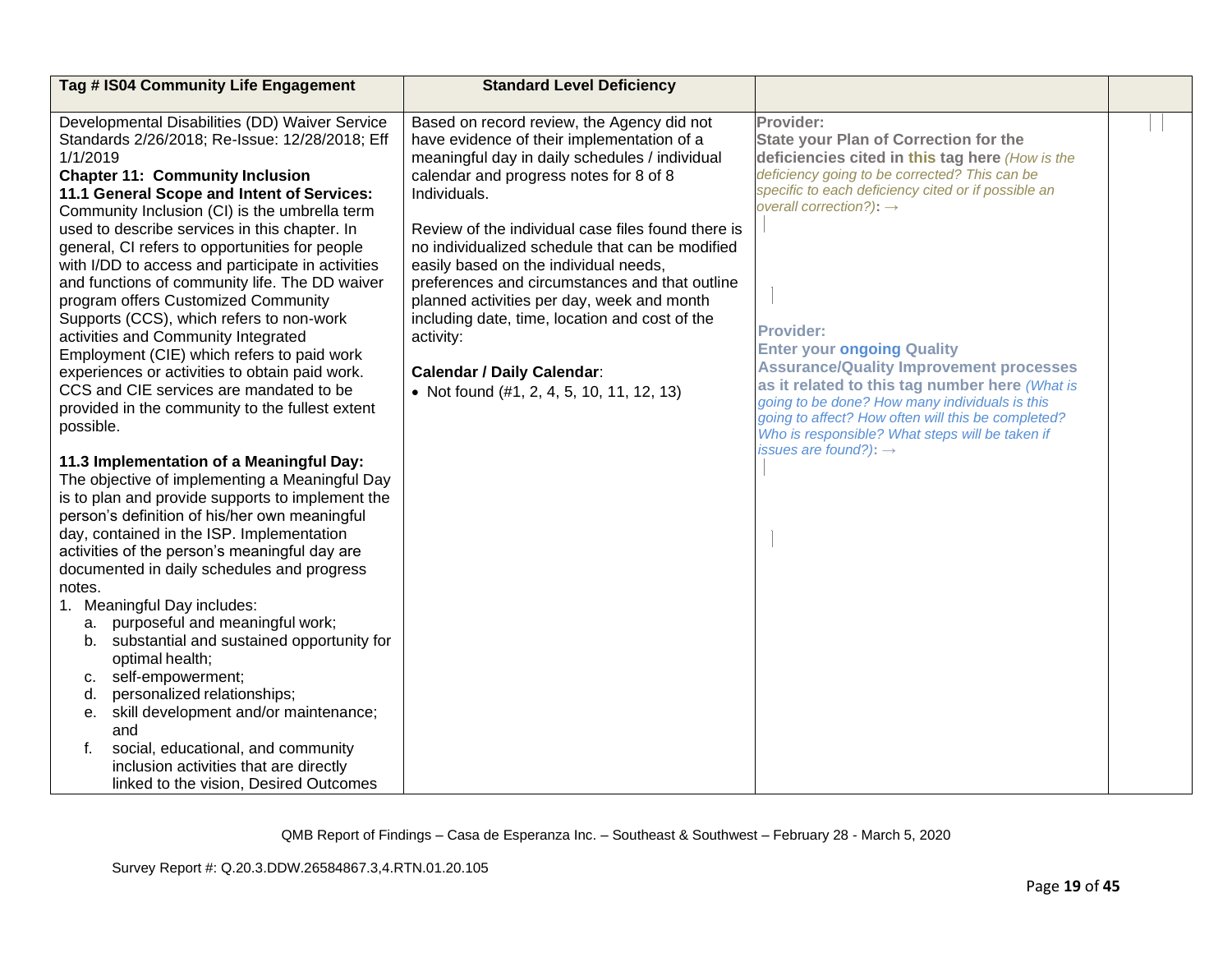| Tag # IS04 Community Life Engagement | Standard Level Deficiency | | |
|---|---|---|---|
| Developmental Disabilities (DD) Waiver Service Standards 2/26/2018; Re-Issue: 12/28/2018; Eff 1/1/2019<br>**Chapter 11: Community Inclusion**<br>**11.1 General Scope and Intent of Services:** Community Inclusion (CI) is the umbrella term used to describe services in this chapter. In general, CI refers to opportunities for people with I/DD to access and participate in activities and functions of community life. The DD waiver program offers Customized Community Supports (CCS), which refers to non-work activities and Community Integrated Employment (CIE) which refers to paid work experiences or activities to obtain paid work. CCS and CIE services are mandated to be provided in the community to the fullest extent possible.<br><br>**11.3 Implementation of a Meaningful Day:** The objective of implementing a Meaningful Day is to plan and provide supports to implement the person's definition of his/her own meaningful day, contained in the ISP. Implementation activities of the person's meaningful day are documented in daily schedules and progress notes.<br>1. Meaningful Day includes:<br>a. purposeful and meaningful work;<br>b. substantial and sustained opportunity for optimal health;<br>c. self-empowerment;<br>d. personalized relationships;<br>e. skill development and/or maintenance; and<br>f. social, educational, and community inclusion activities that are directly linked to the vision, Desired Outcomes | Based on record review, the Agency did not have evidence of their implementation of a meaningful day in daily schedules / individual calendar and progress notes for 8 of 8 Individuals.<br><br>Review of the individual case files found there is no individualized schedule that can be modified easily based on the individual needs, preferences and circumstances and that outline planned activities per day, week and month including date, time, location and cost of the activity:<br><br>**Calendar / Daily Calendar**:<br>• Not found (#1, 2, 4, 5, 10, 11, 12, 13) | **Provider:**<br>**State your Plan of Correction for the deficiencies cited in this tag here** *(How is the deficiency going to be corrected? This can be specific to each deficiency cited or if possible an overall correction?)*: →<br><br>**Provider:**<br>**Enter your ongoing Quality Assurance/Quality Improvement processes as it related to this tag number here** *(What is going to be done? How many individuals is this going to affect? How often will this be completed? Who is responsible? What steps will be taken if issues are found?)*: → | |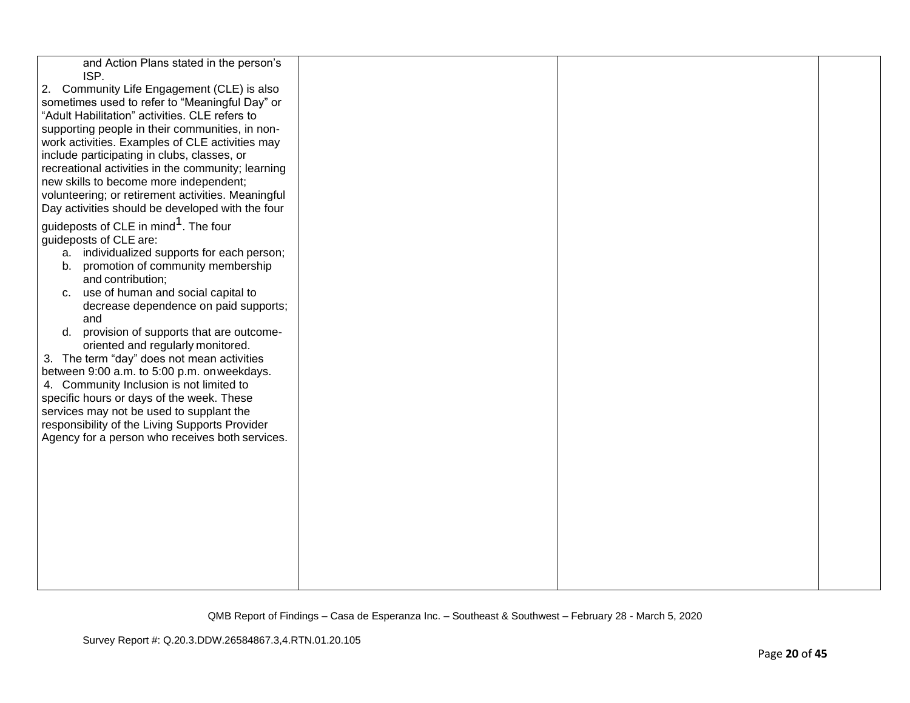| | | | |
|---|---|---|---|
| and Action Plans stated in the person's ISP.<br>2. Community Life Engagement (CLE) is also sometimes used to refer to "Meaningful Day" or "Adult Habilitation" activities. CLE refers to supporting people in their communities, in non-work activities. Examples of CLE activities may include participating in clubs, classes, or recreational activities in the community; learning new skills to become more independent; volunteering; or retirement activities. Meaningful Day activities should be developed with the four guideposts of CLE in mind[1]. The four guideposts of CLE are:<br>a. individualized supports for each person;<br>b. promotion of community membership and contribution;<br>c. use of human and social capital to decrease dependence on paid supports; and<br>d. provision of supports that are outcome-oriented and regularly monitored.<br>3. The term "day" does not mean activities between 9:00 a.m. to 5:00 p.m. on weekdays.<br>4. Community Inclusion is not limited to specific hours or days of the week. These services may not be used to supplant the responsibility of the Living Supports Provider Agency for a person who receives both services. | | | |

QMB Report of Findings – Casa de Esperanza Inc. – Southeast & Southwest – February 28 - March 5, 2020

Survey Report #: Q.20.3.DDW.26584867.3,4.RTN.01.20.105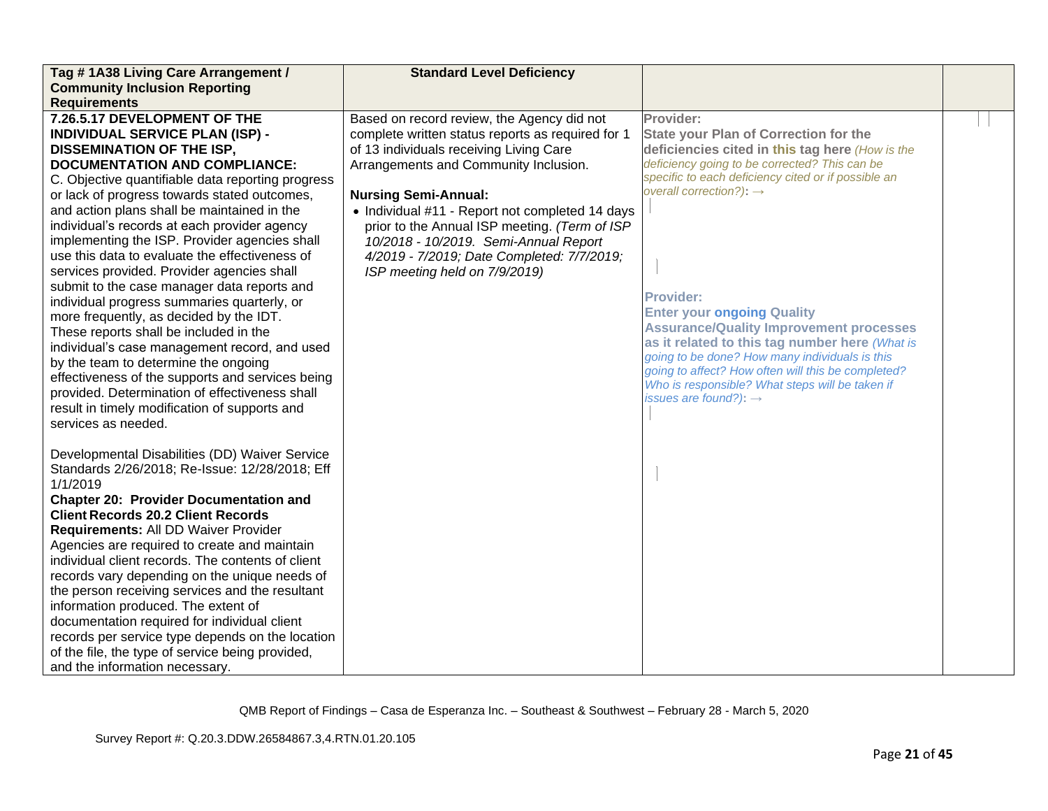| Tag # 1A38 Living Care Arrangement / Community Inclusion Reporting Requirements | Standard Level Deficiency | | |
|---|---|---|---|
| **7.26.5.17 DEVELOPMENT OF THE INDIVIDUAL SERVICE PLAN (ISP) - DISSEMINATION OF THE ISP, DOCUMENTATION AND COMPLIANCE:**<br>C. Objective quantifiable data reporting progress or lack of progress towards stated outcomes, and action plans shall be maintained in the individual's records at each provider agency implementing the ISP. Provider agencies shall use this data to evaluate the effectiveness of services provided. Provider agencies shall submit to the case manager data reports and individual progress summaries quarterly, or more frequently, as decided by the IDT. These reports shall be included in the individual's case management record, and used by the team to determine the ongoing effectiveness of the supports and services being provided. Determination of effectiveness shall result in timely modification of supports and services as needed.<br><br>Developmental Disabilities (DD) Waiver Service Standards 2/26/2018; Re-Issue: 12/28/2018; Eff 1/1/2019<br>**Chapter 20: Provider Documentation and Client Records 20.2 Client Records Requirements:** All DD Waiver Provider Agencies are required to create and maintain individual client records. The contents of client records vary depending on the unique needs of the person receiving services and the resultant information produced. The extent of documentation required for individual client records per service type depends on the location of the file, the type of service being provided, and the information necessary. | Based on record review, the Agency did not complete written status reports as required for 1 of 13 individuals receiving Living Care Arrangements and Community Inclusion.<br><br>**Nursing Semi-Annual:**<br>• Individual #11 - Report not completed 14 days prior to the Annual ISP meeting. *(Term of ISP 10/2018 - 10/2019. Semi-Annual Report 4/2019 - 7/2019; Date Completed: 7/7/2019; ISP meeting held on 7/9/2019)* | **Provider:**<br>**State your Plan of Correction for the deficiencies cited in this tag here** *(How is the deficiency going to be corrected? This can be specific to each deficiency cited or if possible an overall correction?)*: →<br><br>**Provider:**<br>**Enter your ongoing Quality Assurance/Quality Improvement processes as it related to this tag number here** *(What is going to be done? How many individuals is this going to affect? How often will this be completed? Who is responsible? What steps will be taken if issues are found?)*: → | |

QMB Report of Findings – Casa de Esperanza Inc. – Southeast & Southwest – February 28 - March 5, 2020

Survey Report #: Q.20.3.DDW.26584867.3,4.RTN.01.20.105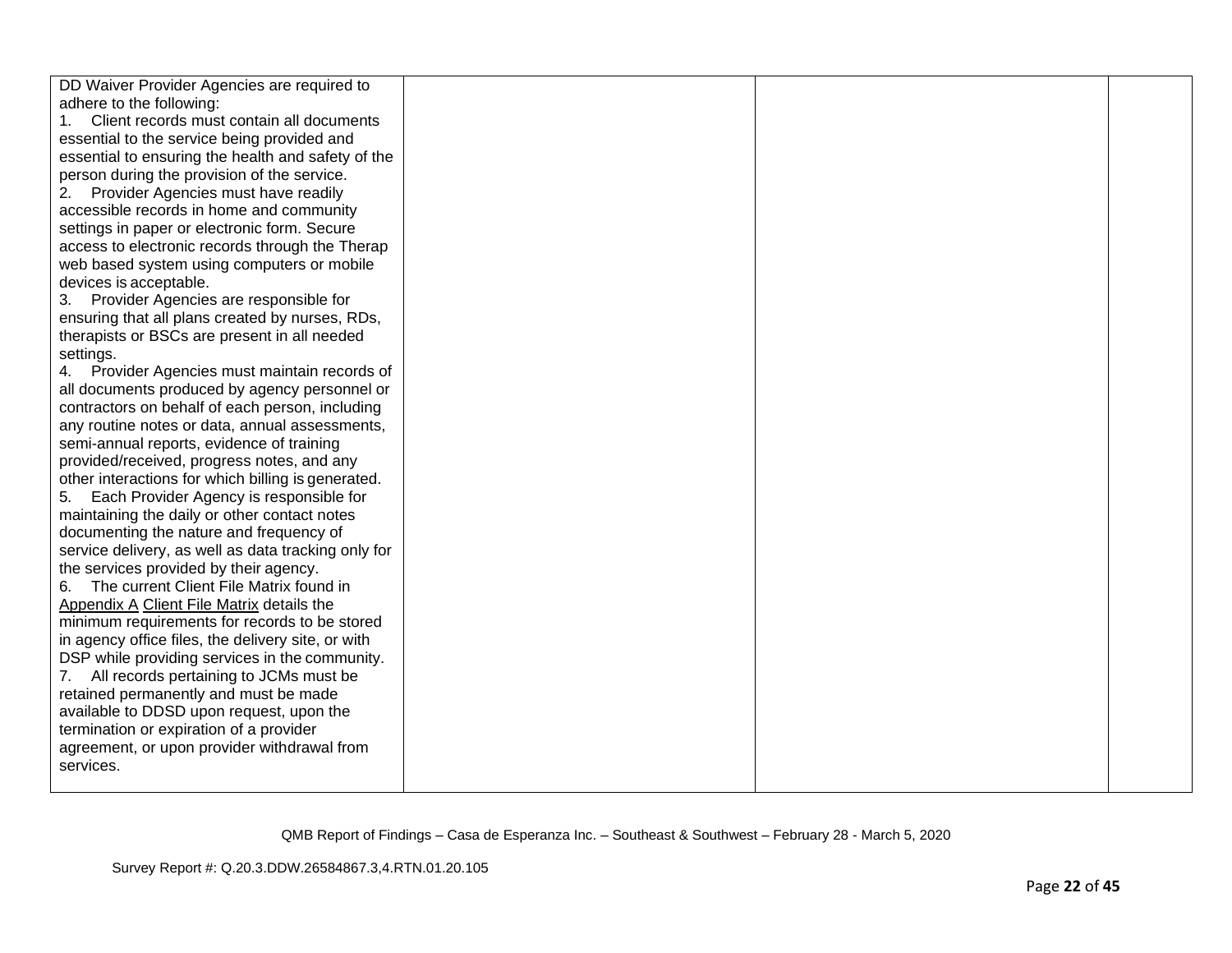| | | | |
|---|---|---|---|
| DD Waiver Provider Agencies are required to adhere to the following:<br>1. Client records must contain all documents essential to the service being provided and essential to ensuring the health and safety of the person during the provision of the service.<br>2. Provider Agencies must have readily accessible records in home and community settings in paper or electronic form. Secure access to electronic records through the Therap web based system using computers or mobile devices is acceptable.<br>3. Provider Agencies are responsible for ensuring that all plans created by nurses, RDs, therapists or BSCs are present in all needed settings.<br>4. Provider Agencies must maintain records of all documents produced by agency personnel or contractors on behalf of each person, including any routine notes or data, annual assessments, semi-annual reports, evidence of training provided/received, progress notes, and any other interactions for which billing is generated.<br>5. Each Provider Agency is responsible for maintaining the daily or other contact notes documenting the nature and frequency of service delivery, as well as data tracking only for the services provided by their agency.<br>6. The current Client File Matrix found in Appendix A Client File Matrix details the minimum requirements for records to be stored in agency office files, the delivery site, or with DSP while providing services in the community.<br>7. All records pertaining to JCMs must be retained permanently and must be made available to DDSD upon request, upon the termination or expiration of a provider agreement, or upon provider withdrawal from services. | | | |

QMB Report of Findings – Casa de Esperanza Inc. – Southeast & Southwest – February 28 - March 5, 2020

Survey Report #: Q.20.3.DDW.26584867.3,4.RTN.01.20.105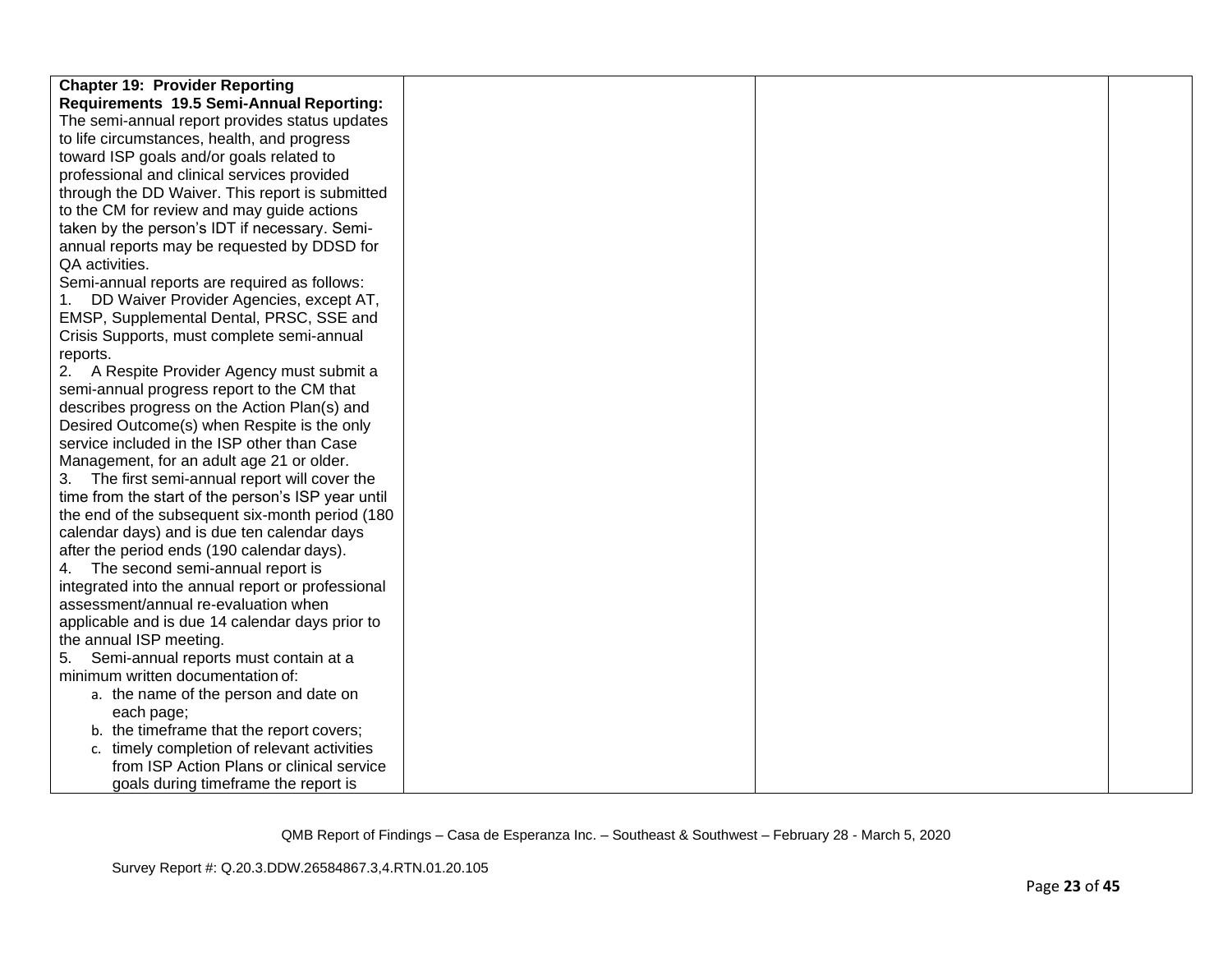| | | | |
|---|---|---|---|
| **Chapter 19: Provider Reporting Requirements 19.5 Semi-Annual Reporting:** The semi-annual report provides status updates to life circumstances, health, and progress toward ISP goals and/or goals related to professional and clinical services provided through the DD Waiver. This report is submitted to the CM for review and may guide actions taken by the person's IDT if necessary. Semi-annual reports may be requested by DDSD for QA activities.<br>Semi-annual reports are required as follows:<br>1. DD Waiver Provider Agencies, except AT, EMSP, Supplemental Dental, PRSC, SSE and Crisis Supports, must complete semi-annual reports.<br>2. A Respite Provider Agency must submit a semi-annual progress report to the CM that describes progress on the Action Plan(s) and Desired Outcome(s) when Respite is the only service included in the ISP other than Case Management, for an adult age 21 or older.<br>3. The first semi-annual report will cover the time from the start of the person's ISP year until the end of the subsequent six-month period (180 calendar days) and is due ten calendar days after the period ends (190 calendar days).<br>4. The second semi-annual report is integrated into the annual report or professional assessment/annual re-evaluation when applicable and is due 14 calendar days prior to the annual ISP meeting.<br>5. Semi-annual reports must contain at a minimum written documentation of:<br>a. the name of the person and date on each page;<br>b. the timeframe that the report covers;<br>c. timely completion of relevant activities from ISP Action Plans or clinical service goals during timeframe the report is | | | |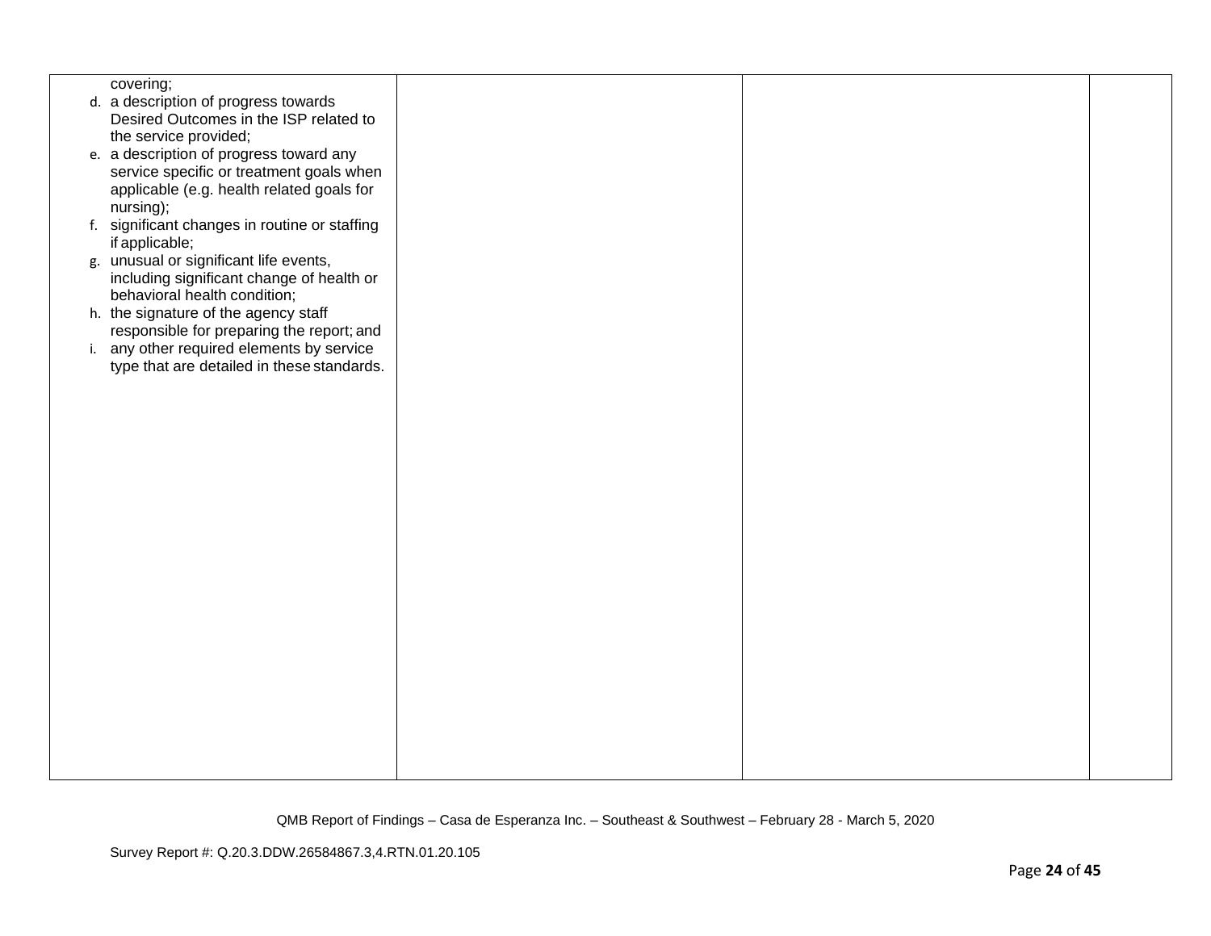| | | | |
|---|---|---|---|
| covering;<br>d. a description of progress towards Desired Outcomes in the ISP related to the service provided;<br>e. a description of progress toward any service specific or treatment goals when applicable (e.g. health related goals for nursing);<br>f. significant changes in routine or staffing if applicable;<br>g. unusual or significant life events, including significant change of health or behavioral health condition;<br>h. the signature of the agency staff responsible for preparing the report; and<br>i. any other required elements by service type that are detailed in these standards. | | | |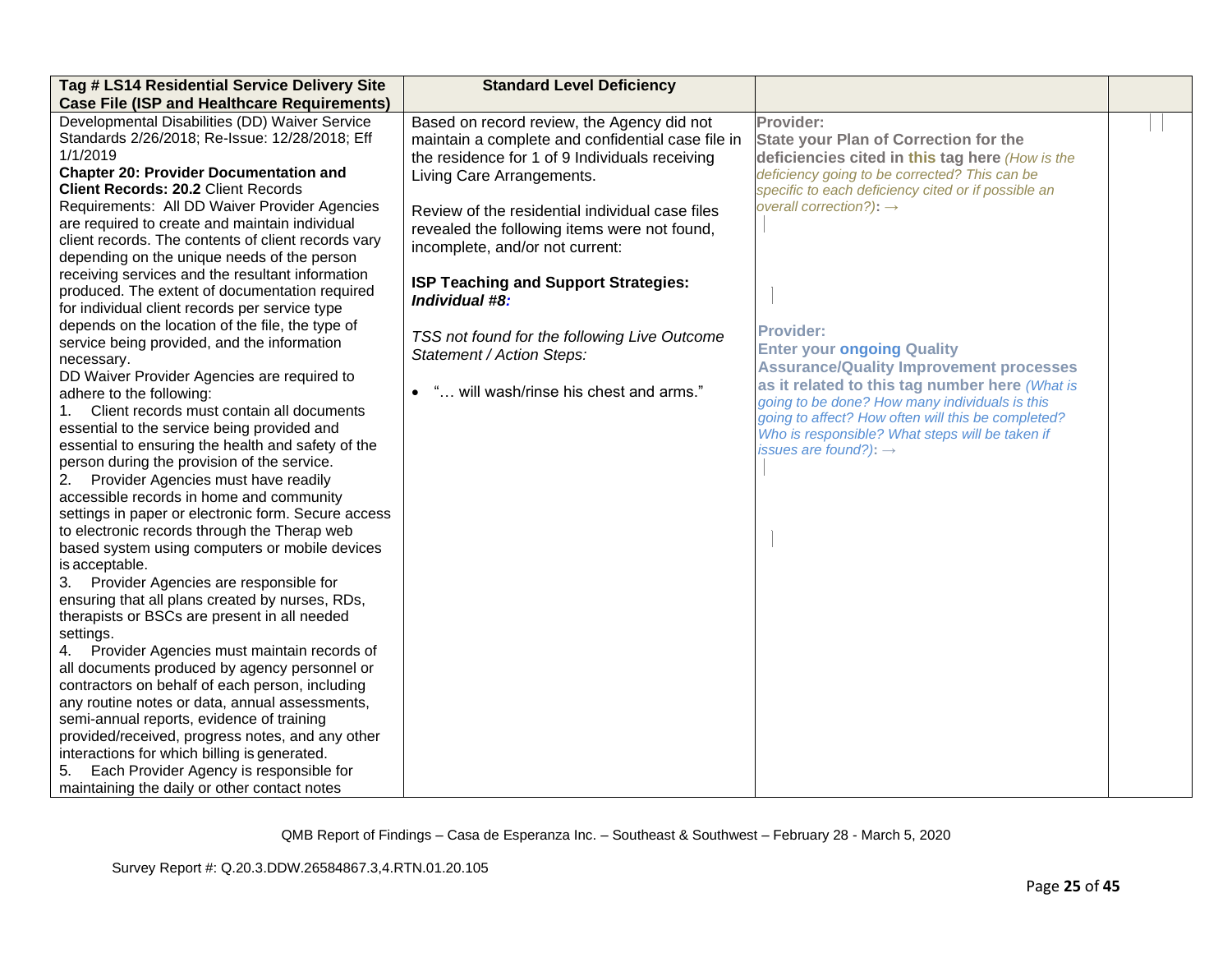| Tag # LS14 Residential Service Delivery Site Case File (ISP and Healthcare Requirements) | Standard Level Deficiency | | |
|---|---|---|---|
| Developmental Disabilities (DD) Waiver Service Standards 2/26/2018; Re-Issue: 12/28/2018; Eff 1/1/2019<br>**Chapter 20: Provider Documentation and Client Records: 20.2** Client Records Requirements: All DD Waiver Provider Agencies are required to create and maintain individual client records. The contents of client records vary depending on the unique needs of the person receiving services and the resultant information produced. The extent of documentation required for individual client records per service type depends on the location of the file, the type of service being provided, and the information necessary.<br>DD Waiver Provider Agencies are required to adhere to the following:<br>1. Client records must contain all documents essential to the service being provided and essential to ensuring the health and safety of the person during the provision of the service.<br>2. Provider Agencies must have readily accessible records in home and community settings in paper or electronic form. Secure access to electronic records through the Therap web based system using computers or mobile devices is acceptable.<br>3. Provider Agencies are responsible for ensuring that all plans created by nurses, RDs, therapists or BSCs are present in all needed settings.<br>4. Provider Agencies must maintain records of all documents produced by agency personnel or contractors on behalf of each person, including any routine notes or data, annual assessments, semi-annual reports, evidence of training provided/received, progress notes, and any other interactions for which billing is generated.<br>5. Each Provider Agency is responsible for maintaining the daily or other contact notes | Based on record review, the Agency did not maintain a complete and confidential case file in the residence for 1 of 9 Individuals receiving Living Care Arrangements.<br><br>Review of the residential individual case files revealed the following items were not found, incomplete, and/or not current:<br><br>**ISP Teaching and Support Strategies:**<br>***Individual #8:***<br><br>*TSS not found for the following Live Outcome Statement / Action Steps:*<br><br>• "… will wash/rinse his chest and arms." | **Provider:**<br>**State your Plan of Correction for the deficiencies cited in this tag here** *(How is the deficiency going to be corrected? This can be specific to each deficiency cited or if possible an overall correction?):* →<br><br>**Provider:**<br>**Enter your ongoing Quality Assurance/Quality Improvement processes as it related to this tag number here** *(What is going to be done? How many individuals is this going to affect? How often will this be completed? Who is responsible? What steps will be taken if issues are found?):* → | |

QMB Report of Findings – Casa de Esperanza Inc. – Southeast & Southwest – February 28 - March 5, 2020

Survey Report #: Q.20.3.DDW.26584867.3,4.RTN.01.20.105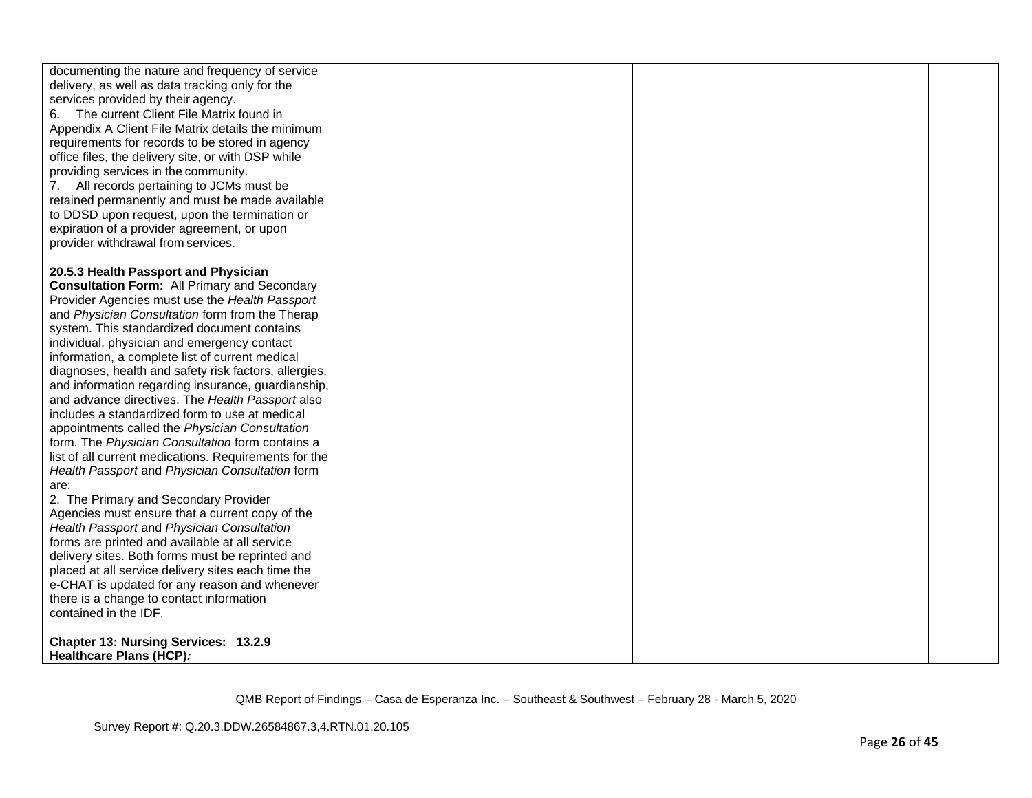| | | | |
|---|---|---|---|
| documenting the nature and frequency of service delivery, as well as data tracking only for the services provided by their agency.<br>6. The current Client File Matrix found in Appendix A Client File Matrix details the minimum requirements for records to be stored in agency office files, the delivery site, or with DSP while providing services in the community.<br>7. All records pertaining to JCMs must be retained permanently and must be made available to DDSD upon request, upon the termination or expiration of a provider agreement, or upon provider withdrawal from services.<br><br>**20.5.3 Health Passport and Physician Consultation Form:** All Primary and Secondary Provider Agencies must use the *Health Passport* and *Physician Consultation* form from the Therap system. This standardized document contains individual, physician and emergency contact information, a complete list of current medical diagnoses, health and safety risk factors, allergies, and information regarding insurance, guardianship, and advance directives. The *Health Passport* also includes a standardized form to use at medical appointments called the *Physician Consultation* form. The *Physician Consultation* form contains a list of all current medications. Requirements for the *Health Passport* and *Physician Consultation* form are:<br>2. The Primary and Secondary Provider Agencies must ensure that a current copy of the *Health Passport* and *Physician Consultation* forms are printed and available at all service delivery sites. Both forms must be reprinted and placed at all service delivery sites each time the e-CHAT is updated for any reason and whenever there is a change to contact information contained in the IDF.<br><br>**Chapter 13: Nursing Services: 13.2.9 Healthcare Plans (HCP)*:*** | | | |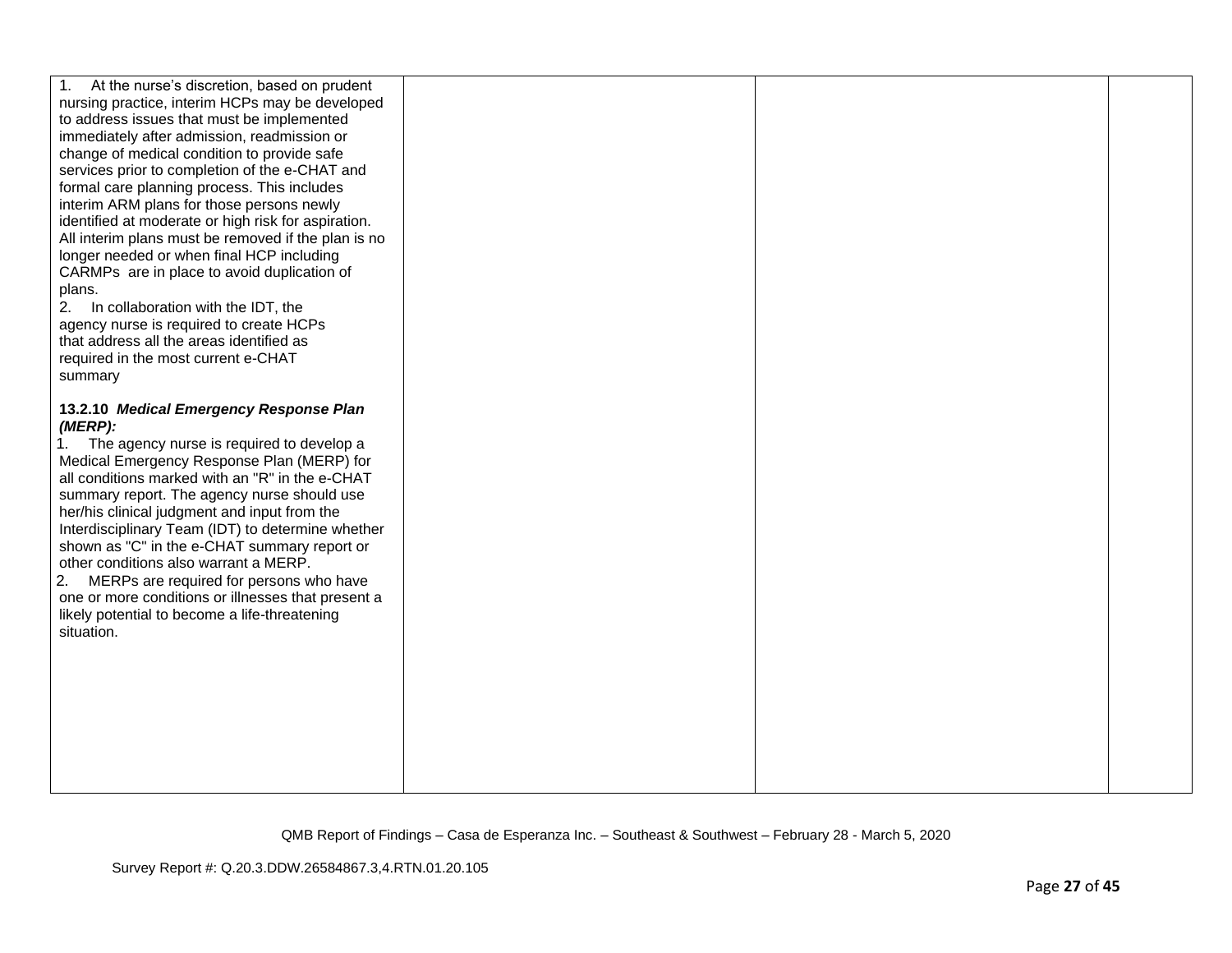| | | | |
|---|---|---|---|
| 1. At the nurse's discretion, based on prudent nursing practice, interim HCPs may be developed to address issues that must be implemented immediately after admission, readmission or change of medical condition to provide safe services prior to completion of the e-CHAT and formal care planning process. This includes interim ARM plans for those persons newly identified at moderate or high risk for aspiration. All interim plans must be removed if the plan is no longer needed or when final HCP including CARMPs are in place to avoid duplication of plans.<br>2. In collaboration with the IDT, the agency nurse is required to create HCPs that address all the areas identified as required in the most current e-CHAT summary<br><br>**13.2.10 *Medical Emergency Response Plan (MERP):***<br>1. The agency nurse is required to develop a Medical Emergency Response Plan (MERP) for all conditions marked with an "R" in the e-CHAT summary report. The agency nurse should use her/his clinical judgment and input from the Interdisciplinary Team (IDT) to determine whether shown as "C" in the e-CHAT summary report or other conditions also warrant a MERP.<br>2. MERPs are required for persons who have one or more conditions or illnesses that present a likely potential to become a life-threatening situation. | | | |

QMB Report of Findings – Casa de Esperanza Inc. – Southeast & Southwest – February 28 - March 5, 2020

Survey Report #: Q.20.3.DDW.26584867.3,4.RTN.01.20.105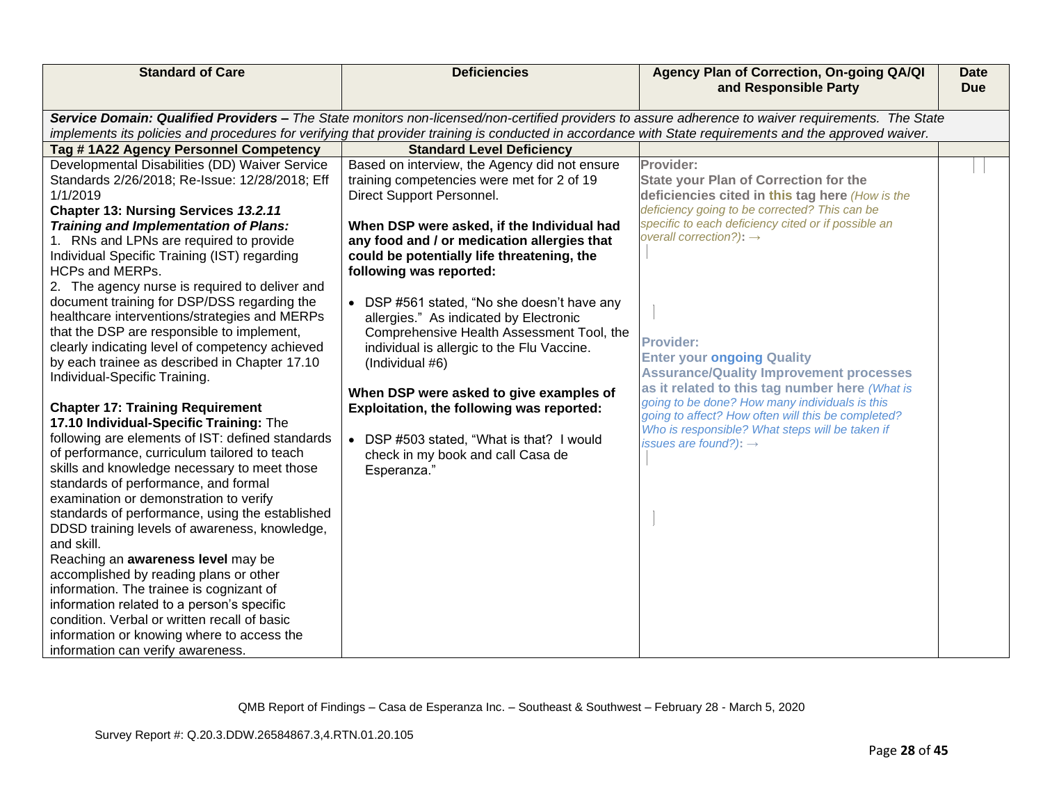| Standard of Care | Deficiencies | Agency Plan of Correction, On-going QA/QI and Responsible Party | Date Due |
|---|---|---|---|
| ***Service Domain: Qualified Providers –*** *The State monitors non-licensed/non-certified providers to assure adherence to waiver requirements. The State implements its policies and procedures for verifying that provider training is conducted in accordance with State requirements and the approved waiver.* | | | |
| **Tag # 1A22 Agency Personnel Competency** | **Standard Level Deficiency** | | |
| Developmental Disabilities (DD) Waiver Service Standards 2/26/2018; Re-Issue: 12/28/2018; Eff 1/1/2019<br>**Chapter 13: Nursing Services *13.2.11 Training and Implementation of Plans:***<br>1. RNs and LPNs are required to provide Individual Specific Training (IST) regarding HCPs and MERPs.<br>2. The agency nurse is required to deliver and document training for DSP/DSS regarding the healthcare interventions/strategies and MERPs that the DSP are responsible to implement, clearly indicating level of competency achieved by each trainee as described in Chapter 17.10 Individual-Specific Training.<br><br>**Chapter 17: Training Requirement**<br>**17.10 Individual-Specific Training:** The following are elements of IST: defined standards of performance, curriculum tailored to teach skills and knowledge necessary to meet those standards of performance, and formal examination or demonstration to verify standards of performance, using the established DDSD training levels of awareness, knowledge, and skill.<br>Reaching an **awareness level** may be accomplished by reading plans or other information. The trainee is cognizant of information related to a person's specific condition. Verbal or written recall of basic information or knowing where to access the information can verify awareness. | Based on interview, the Agency did not ensure training competencies were met for 2 of 19 Direct Support Personnel.<br><br>**When DSP were asked, if the Individual had any food and / or medication allergies that could be potentially life threatening, the following was reported:**<br><br>• DSP #561 stated, "No she doesn't have any allergies." As indicated by Electronic Comprehensive Health Assessment Tool, the individual is allergic to the Flu Vaccine. (Individual #6)<br><br>**When DSP were asked to give examples of Exploitation, the following was reported:**<br><br>• DSP #503 stated, "What is that? I would check in my book and call Casa de Esperanza." | **Provider:**<br>**State your Plan of Correction for the deficiencies cited in this tag here** *(How is the deficiency going to be corrected? This can be specific to each deficiency cited or if possible an overall correction?)***:** →<br><br><br><br>**Provider:**<br>**Enter your ongoing Quality Assurance/Quality Improvement processes as it related to this tag number here** *(What is going to be done? How many individuals is this going to affect? How often will this be completed? Who is responsible? What steps will be taken if issues are found?)***:** → | |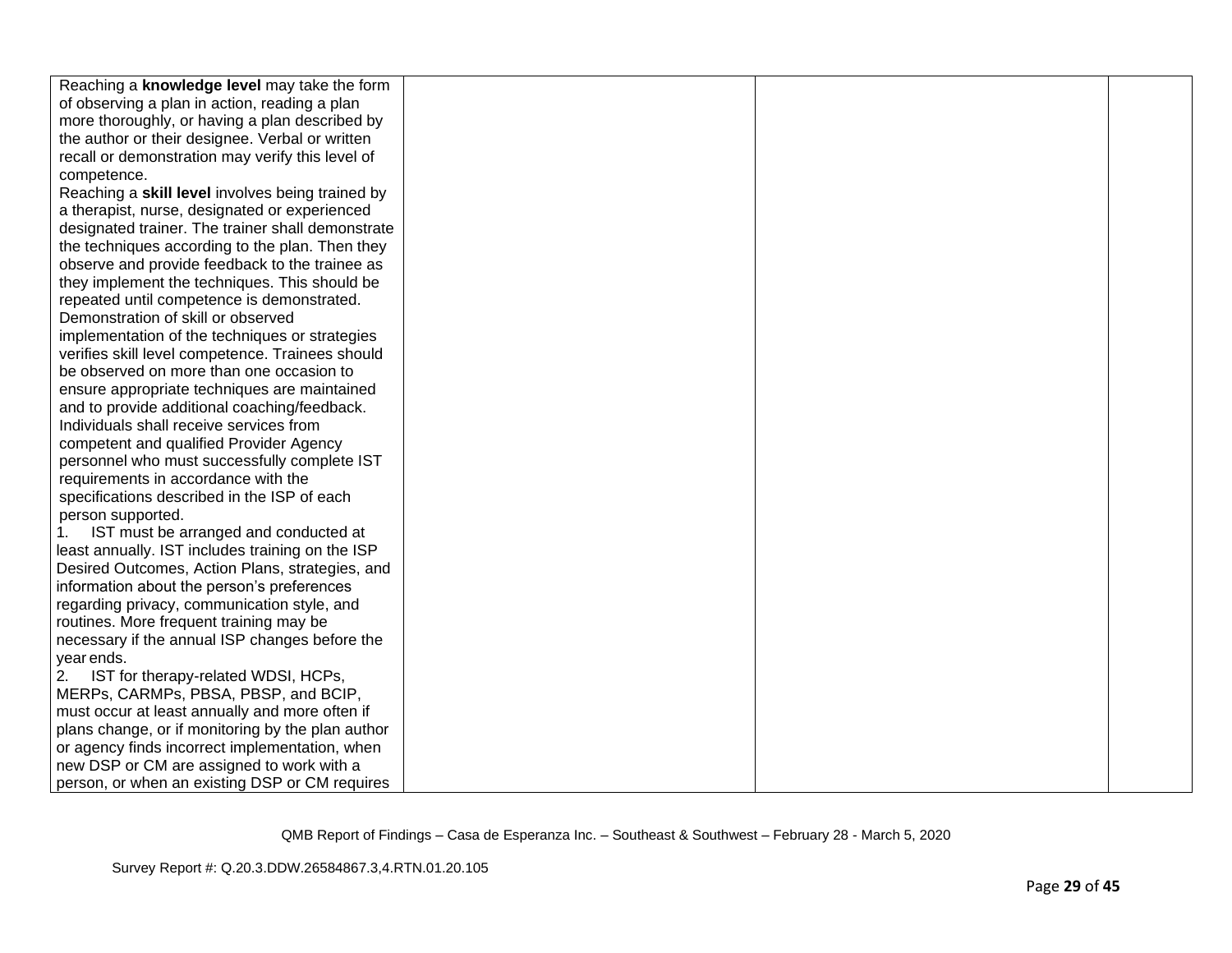| | | | |
|---|---|---|---|
| Reaching a **knowledge level** may take the form of observing a plan in action, reading a plan more thoroughly, or having a plan described by the author or their designee. Verbal or written recall or demonstration may verify this level of competence.<br>Reaching a **skill level** involves being trained by a therapist, nurse, designated or experienced designated trainer. The trainer shall demonstrate the techniques according to the plan. Then they observe and provide feedback to the trainee as they implement the techniques. This should be repeated until competence is demonstrated. Demonstration of skill or observed implementation of the techniques or strategies verifies skill level competence. Trainees should be observed on more than one occasion to ensure appropriate techniques are maintained and to provide additional coaching/feedback.<br>Individuals shall receive services from competent and qualified Provider Agency personnel who must successfully complete IST requirements in accordance with the specifications described in the ISP of each person supported.<br>1. IST must be arranged and conducted at least annually. IST includes training on the ISP Desired Outcomes, Action Plans, strategies, and information about the person's preferences regarding privacy, communication style, and routines. More frequent training may be necessary if the annual ISP changes before the year ends.<br>2. IST for therapy-related WDSI, HCPs, MERPs, CARMPs, PBSA, PBSP, and BCIP, must occur at least annually and more often if plans change, or if monitoring by the plan author or agency finds incorrect implementation, when new DSP or CM are assigned to work with a person, or when an existing DSP or CM requires | | | |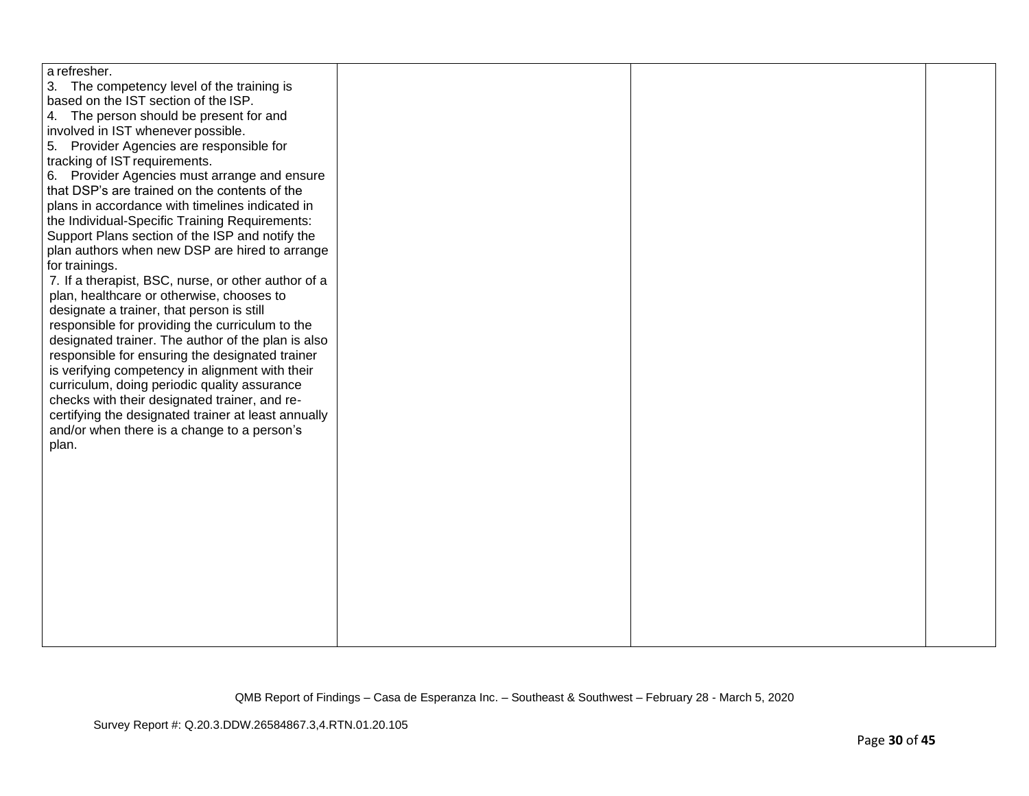| | | | |
|---|---|---|---|
| a refresher.<br>3. The competency level of the training is based on the IST section of the ISP.<br>4. The person should be present for and involved in IST whenever possible.<br>5. Provider Agencies are responsible for tracking of IST requirements.<br>6. Provider Agencies must arrange and ensure that DSP's are trained on the contents of the plans in accordance with timelines indicated in the Individual-Specific Training Requirements: Support Plans section of the ISP and notify the plan authors when new DSP are hired to arrange for trainings.<br>7. If a therapist, BSC, nurse, or other author of a plan, healthcare or otherwise, chooses to designate a trainer, that person is still responsible for providing the curriculum to the designated trainer. The author of the plan is also responsible for ensuring the designated trainer is verifying competency in alignment with their curriculum, doing periodic quality assurance checks with their designated trainer, and re-certifying the designated trainer at least annually and/or when there is a change to a person's plan. | | | |

QMB Report of Findings – Casa de Esperanza Inc. – Southeast & Southwest – February 28 - March 5, 2020

Survey Report #: Q.20.3.DDW.26584867.3,4.RTN.01.20.105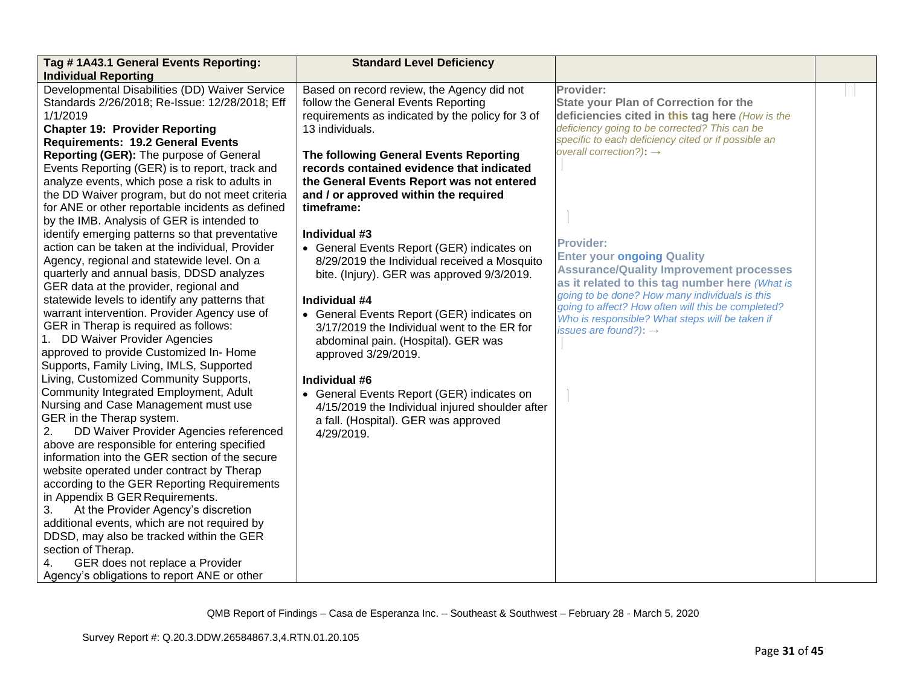| Tag # 1A43.1 General Events Reporting: Individual Reporting | Standard Level Deficiency | | |
|---|---|---|---|
| Developmental Disabilities (DD) Waiver Service Standards 2/26/2018; Re-Issue: 12/28/2018; Eff 1/1/2019<br>**Chapter 19: Provider Reporting Requirements: 19.2 General Events Reporting (GER):** The purpose of General Events Reporting (GER) is to report, track and analyze events, which pose a risk to adults in the DD Waiver program, but do not meet criteria for ANE or other reportable incidents as defined by the IMB. Analysis of GER is intended to identify emerging patterns so that preventative action can be taken at the individual, Provider Agency, regional and statewide level. On a quarterly and annual basis, DDSD analyzes GER data at the provider, regional and statewide levels to identify any patterns that warrant intervention. Provider Agency use of GER in Therap is required as follows:<br>1. DD Waiver Provider Agencies approved to provide Customized In- Home Supports, Family Living, IMLS, Supported Living, Customized Community Supports, Community Integrated Employment, Adult Nursing and Case Management must use GER in the Therap system.<br>2. DD Waiver Provider Agencies referenced above are responsible for entering specified information into the GER section of the secure website operated under contract by Therap according to the GER Reporting Requirements in Appendix B GER Requirements.<br>3. At the Provider Agency's discretion additional events, which are not required by DDSD, may also be tracked within the GER section of Therap.<br>4. GER does not replace a Provider Agency's obligations to report ANE or other | Based on record review, the Agency did not follow the General Events Reporting requirements as indicated by the policy for 3 of 13 individuals.<br><br>**The following General Events Reporting records contained evidence that indicated the General Events Report was not entered and / or approved within the required timeframe:**<br><br>**Individual #3**<br>• General Events Report (GER) indicates on 8/29/2019 the Individual received a Mosquito bite. (Injury). GER was approved 9/3/2019.<br><br>**Individual #4**<br>• General Events Report (GER) indicates on 3/17/2019 the Individual went to the ER for abdominal pain. (Hospital). GER was approved 3/29/2019.<br><br>**Individual #6**<br>• General Events Report (GER) indicates on 4/15/2019 the Individual injured shoulder after a fall. (Hospital). GER was approved 4/29/2019. | **Provider:**<br>**State your Plan of Correction for the deficiencies cited in this tag here** *(How is the deficiency going to be corrected? This can be specific to each deficiency cited or if possible an overall correction?)*: →<br><br>**Provider:**<br>**Enter your ongoing Quality Assurance/Quality Improvement processes as it related to this tag number here** *(What is going to be done? How many individuals is this going to affect? How often will this be completed? Who is responsible? What steps will be taken if issues are found?)*: → | |

QMB Report of Findings – Casa de Esperanza Inc. – Southeast & Southwest – February 28 - March 5, 2020

Survey Report #: Q.20.3.DDW.26584867.3,4.RTN.01.20.105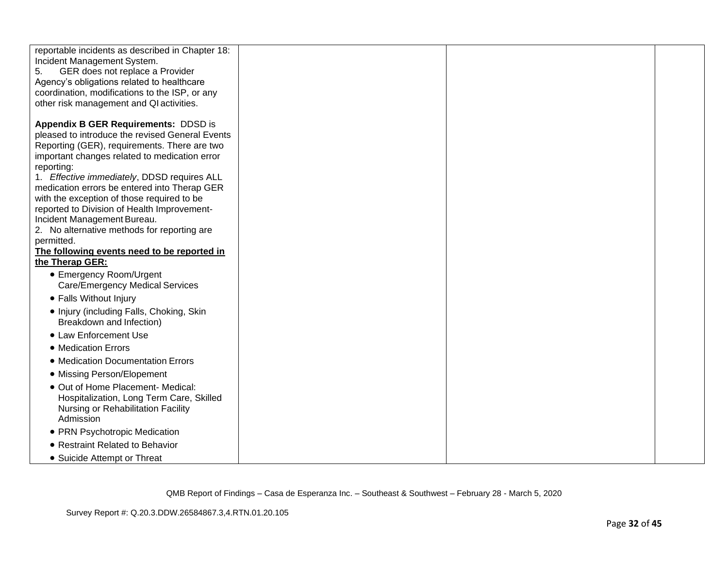| | | | |
|---|---|---|---|
| reportable incidents as described in Chapter 18: Incident Management System.<br>5. GER does not replace a Provider Agency's obligations related to healthcare coordination, modifications to the ISP, or any other risk management and QI activities.<br><br>**Appendix B GER Requirements:** DDSD is pleased to introduce the revised General Events Reporting (GER), requirements. There are two important changes related to medication error reporting:<br>1. *Effective immediately*, DDSD requires ALL medication errors be entered into Therap GER with the exception of those required to be reported to Division of Health Improvement-Incident Management Bureau.<br>2. No alternative methods for reporting are permitted.<br>**The following events need to be reported in the Therap GER:**<br>• Emergency Room/Urgent Care/Emergency Medical Services<br>• Falls Without Injury<br>• Injury (including Falls, Choking, Skin Breakdown and Infection)<br>• Law Enforcement Use<br>• Medication Errors<br>• Medication Documentation Errors<br>• Missing Person/Elopement<br>• Out of Home Placement- Medical: Hospitalization, Long Term Care, Skilled Nursing or Rehabilitation Facility Admission<br>• PRN Psychotropic Medication<br>• Restraint Related to Behavior<br>• Suicide Attempt or Threat | | | |

QMB Report of Findings – Casa de Esperanza Inc. – Southeast & Southwest – February 28 - March 5, 2020

Survey Report #: Q.20.3.DDW.26584867.3,4.RTN.01.20.105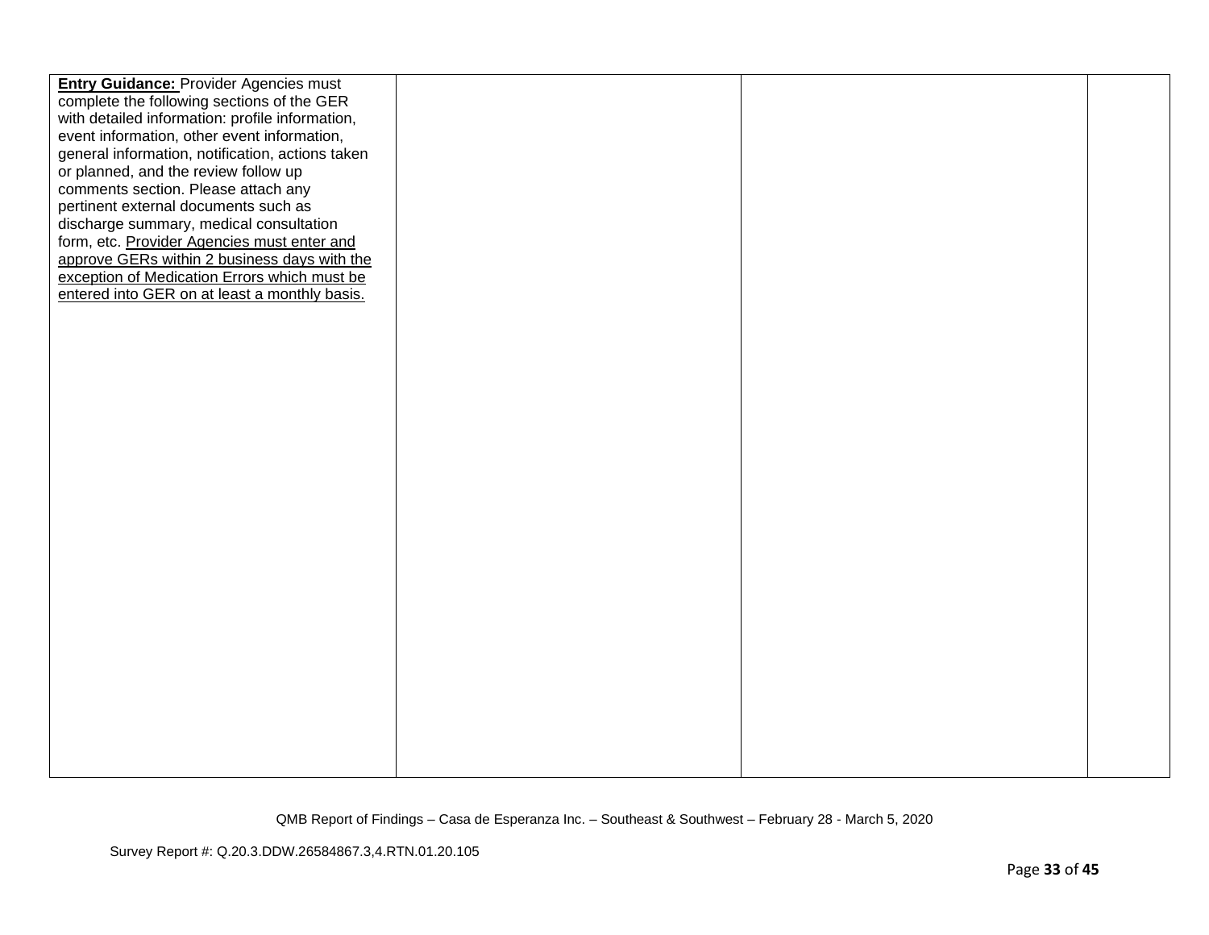| | | | |
|---|---|---|---|
| **Entry Guidance:** Provider Agencies must complete the following sections of the GER with detailed information: profile information, event information, other event information, general information, notification, actions taken or planned, and the review follow up comments section. Please attach any pertinent external documents such as discharge summary, medical consultation form, etc. Provider Agencies must enter and approve GERs within 2 business days with the exception of Medication Errors which must be entered into GER on at least a monthly basis. | | | |

QMB Report of Findings – Casa de Esperanza Inc. – Southeast & Southwest – February 28 - March 5, 2020

Survey Report #: Q.20.3.DDW.26584867.3,4.RTN.01.20.105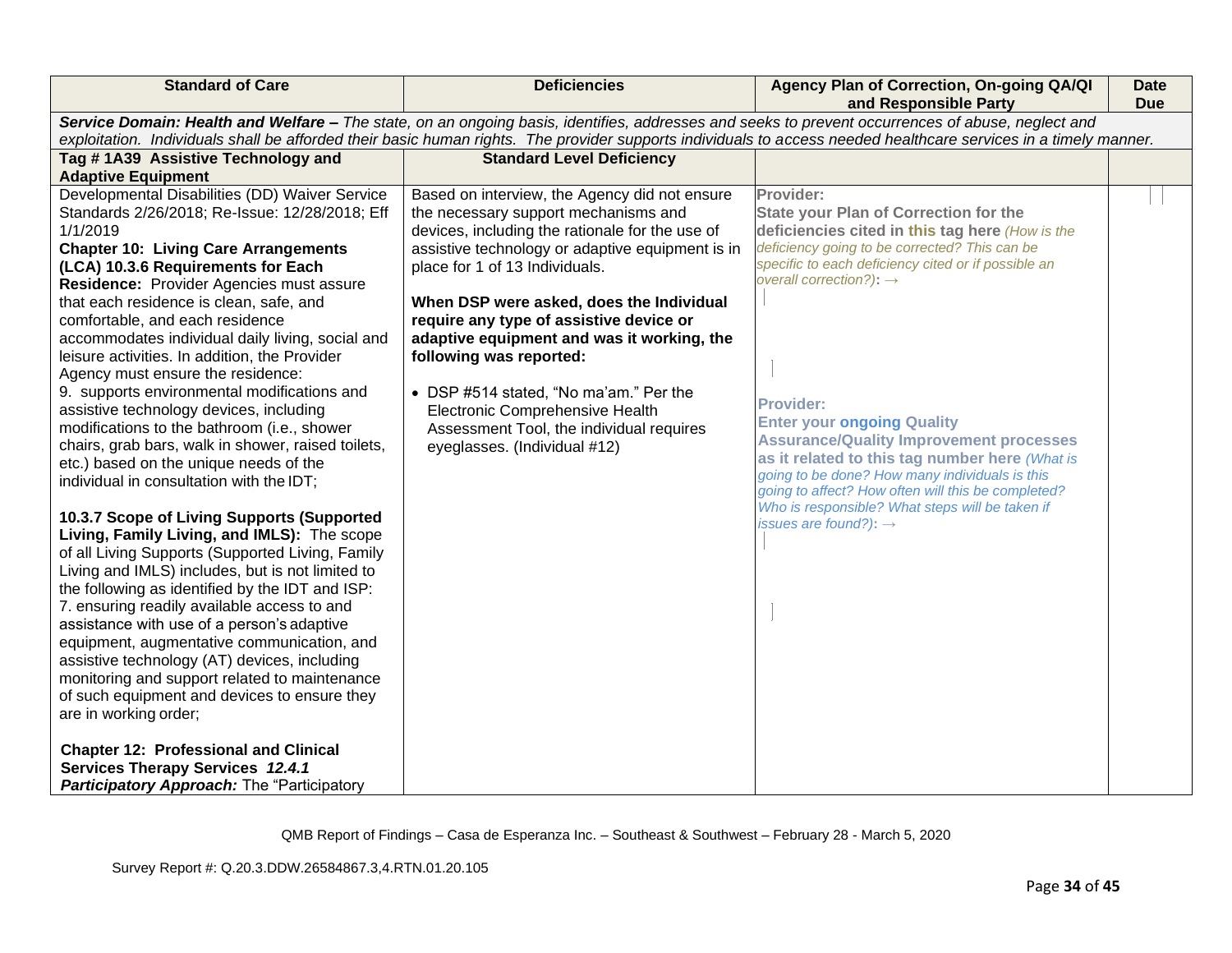| Standard of Care | Deficiencies | Agency Plan of Correction, On-going QA/QI and Responsible Party | Date Due |
|---|---|---|---|
| ***Service Domain: Health and Welfare –*** *The state, on an ongoing basis, identifies, addresses and seeks to prevent occurrences of abuse, neglect and exploitation. Individuals shall be afforded their basic human rights. The provider supports individuals to access needed healthcare services in a timely manner.* | | | |
| **Tag # 1A39 Assistive Technology and Adaptive Equipment** | **Standard Level Deficiency** | | |
| Developmental Disabilities (DD) Waiver Service Standards 2/26/2018; Re-Issue: 12/28/2018; Eff 1/1/2019<br>**Chapter 10: Living Care Arrangements (LCA) 10.3.6 Requirements for Each Residence:** Provider Agencies must assure that each residence is clean, safe, and comfortable, and each residence accommodates individual daily living, social and leisure activities. In addition, the Provider Agency must ensure the residence:<br>9. supports environmental modifications and assistive technology devices, including modifications to the bathroom (i.e., shower chairs, grab bars, walk in shower, raised toilets, etc.) based on the unique needs of the individual in consultation with the IDT;<br><br>**10.3.7 Scope of Living Supports (Supported Living, Family Living, and IMLS):** The scope of all Living Supports (Supported Living, Family Living and IMLS) includes, but is not limited to the following as identified by the IDT and ISP:<br>7. ensuring readily available access to and assistance with use of a person's adaptive equipment, augmentative communication, and assistive technology (AT) devices, including monitoring and support related to maintenance of such equipment and devices to ensure they are in working order;<br><br>**Chapter 12: Professional and Clinical Services Therapy Services *12.4.1 Participatory Approach:*** The "Participatory | Based on interview, the Agency did not ensure the necessary support mechanisms and devices, including the rationale for the use of assistive technology or adaptive equipment is in place for 1 of 13 Individuals.<br><br>**When DSP were asked, does the Individual require any type of assistive device or adaptive equipment and was it working, the following was reported:**<br><br>• DSP #514 stated, "No ma'am." Per the Electronic Comprehensive Health Assessment Tool, the individual requires eyeglasses. (Individual #12) | **Provider:**<br>**State your Plan of Correction for the deficiencies cited in this tag here** *(How is the deficiency going to be corrected? This can be specific to each deficiency cited or if possible an overall correction?):* →<br><br><br><br>**Provider:**<br>**Enter your ongoing Quality Assurance/Quality Improvement processes as it related to this tag number here** *(What is going to be done? How many individuals is this going to affect? How often will this be completed? Who is responsible? What steps will be taken if issues are found?):* → | |

QMB Report of Findings – Casa de Esperanza Inc. – Southeast & Southwest – February 28 - March 5, 2020

Survey Report #: Q.20.3.DDW.26584867.3,4.RTN.01.20.105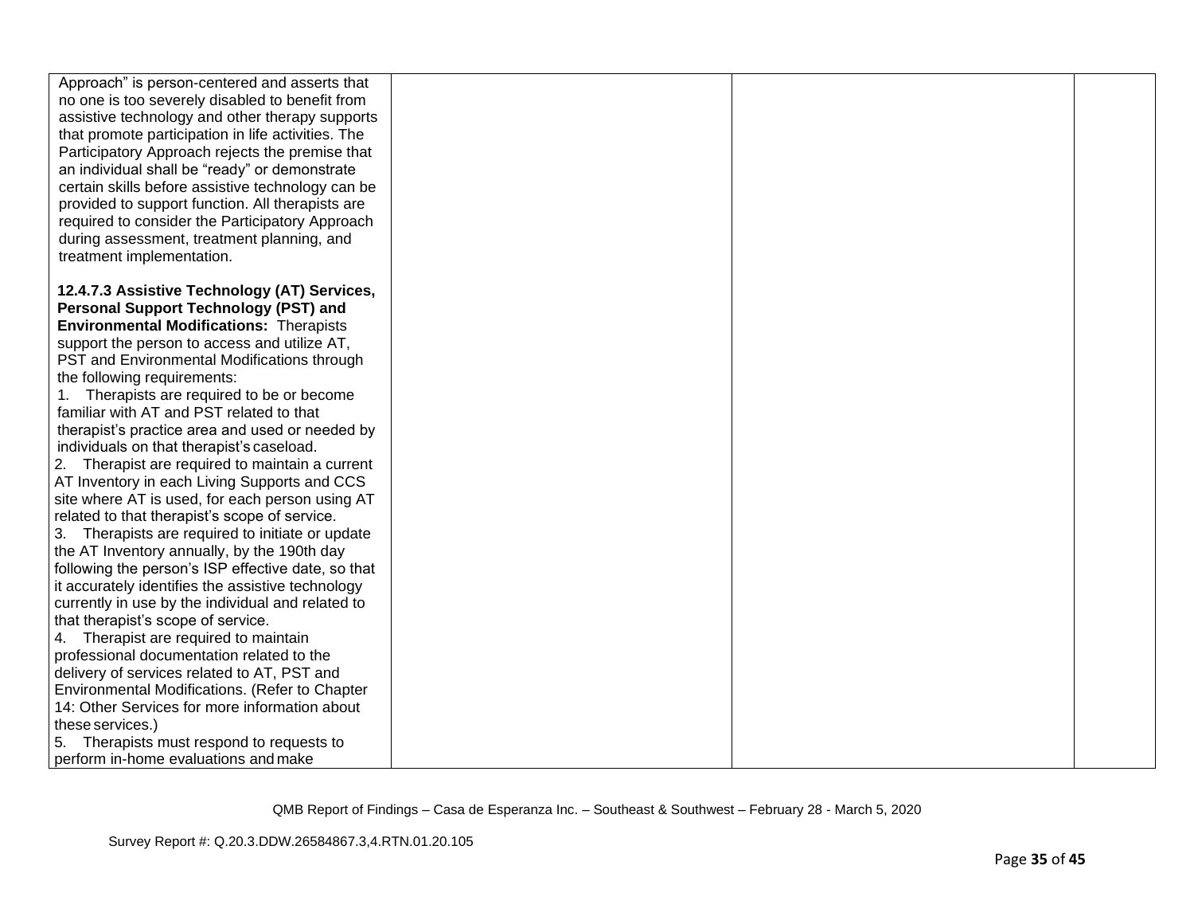| | | | |
|---|---|---|---|
| Approach" is person-centered and asserts that no one is too severely disabled to benefit from assistive technology and other therapy supports that promote participation in life activities. The Participatory Approach rejects the premise that an individual shall be "ready" or demonstrate certain skills before assistive technology can be provided to support function. All therapists are required to consider the Participatory Approach during assessment, treatment planning, and treatment implementation.<br><br>**12.4.7.3 Assistive Technology (AT) Services, Personal Support Technology (PST) and Environmental Modifications:** Therapists support the person to access and utilize AT, PST and Environmental Modifications through the following requirements:<br>1. Therapists are required to be or become familiar with AT and PST related to that therapist's practice area and used or needed by individuals on that therapist's caseload.<br>2. Therapist are required to maintain a current AT Inventory in each Living Supports and CCS site where AT is used, for each person using AT related to that therapist's scope of service.<br>3. Therapists are required to initiate or update the AT Inventory annually, by the 190th day following the person's ISP effective date, so that it accurately identifies the assistive technology currently in use by the individual and related to that therapist's scope of service.<br>4. Therapist are required to maintain professional documentation related to the delivery of services related to AT, PST and Environmental Modifications. (Refer to Chapter 14: Other Services for more information about these services.)<br>5. Therapists must respond to requests to perform in-home evaluations and make | | | |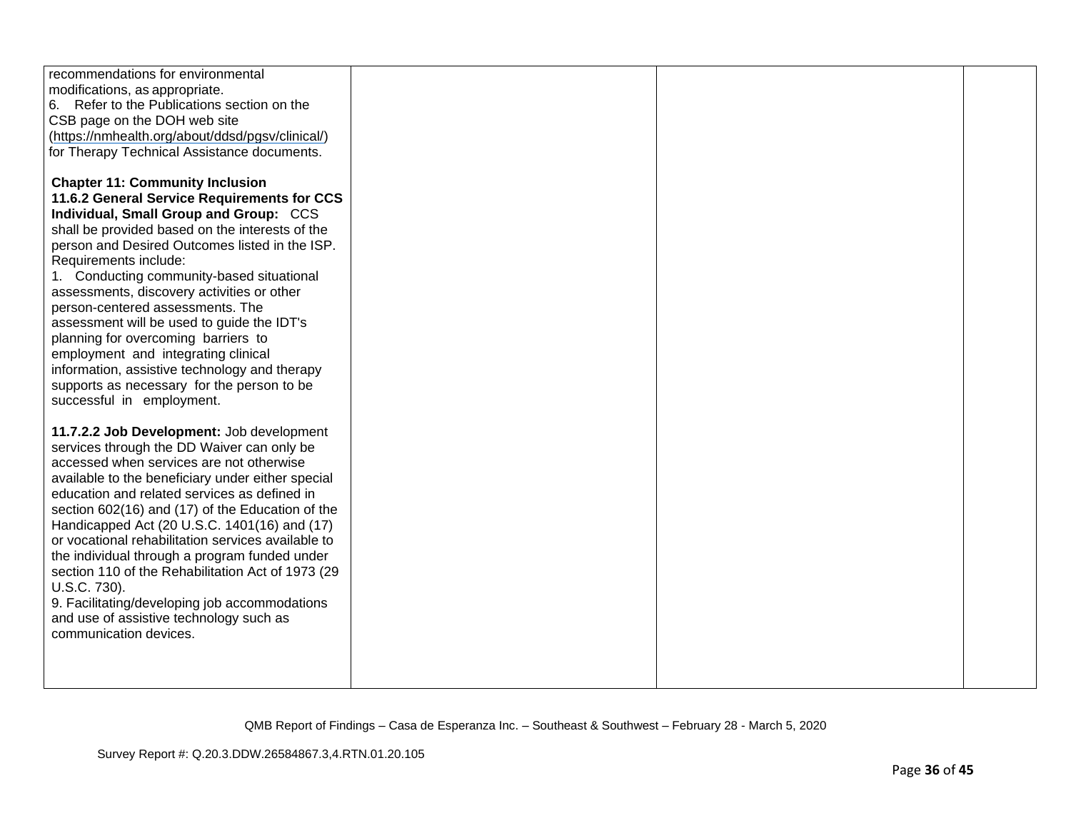| | | | |
|---|---|---|---|
| recommendations for environmental modifications, as appropriate.<br>6. Refer to the Publications section on the CSB page on the DOH web site (https://nmhealth.org/about/ddsd/pgsv/clinical/) for Therapy Technical Assistance documents.<br><br>**Chapter 11: Community Inclusion**<br>**11.6.2 General Service Requirements for CCS Individual, Small Group and Group:** CCS shall be provided based on the interests of the person and Desired Outcomes listed in the ISP. Requirements include:<br>1. Conducting community-based situational assessments, discovery activities or other person-centered assessments. The assessment will be used to guide the IDT's planning for overcoming barriers to employment and integrating clinical information, assistive technology and therapy supports as necessary for the person to be successful in employment.<br><br>**11.7.2.2 Job Development:** Job development services through the DD Waiver can only be accessed when services are not otherwise available to the beneficiary under either special education and related services as defined in section 602(16) and (17) of the Education of the Handicapped Act (20 U.S.C. 1401(16) and (17) or vocational rehabilitation services available to the individual through a program funded under section 110 of the Rehabilitation Act of 1973 (29 U.S.C. 730).<br>9. Facilitating/developing job accommodations and use of assistive technology such as communication devices. | | | |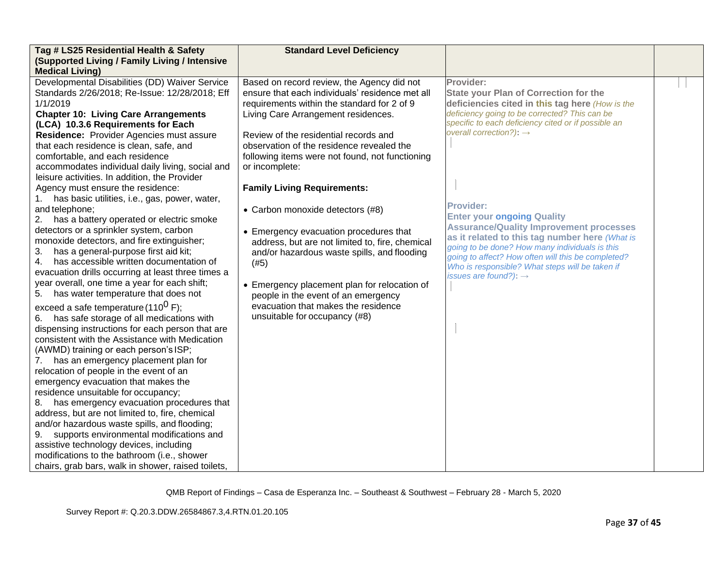| Tag # LS25 Residential Health & Safety (Supported Living / Family Living / Intensive Medical Living) | Standard Level Deficiency | | |
|---|---|---|---|
| Developmental Disabilities (DD) Waiver Service Standards 2/26/2018; Re-Issue: 12/28/2018; Eff 1/1/2019<br>**Chapter 10: Living Care Arrangements (LCA) 10.3.6 Requirements for Each Residence:** Provider Agencies must assure that each residence is clean, safe, and comfortable, and each residence accommodates individual daily living, social and leisure activities. In addition, the Provider Agency must ensure the residence:<br>1. has basic utilities, i.e., gas, power, water, and telephone;<br>2. has a battery operated or electric smoke detectors or a sprinkler system, carbon monoxide detectors, and fire extinguisher;<br>3. has a general-purpose first aid kit;<br>4. has accessible written documentation of evacuation drills occurring at least three times a year overall, one time a year for each shift;<br>5. has water temperature that does not exceed a safe temperature (110$^0$ F);<br>6. has safe storage of all medications with dispensing instructions for each person that are consistent with the Assistance with Medication (AWMD) training or each person's ISP;<br>7. has an emergency placement plan for relocation of people in the event of an emergency evacuation that makes the residence unsuitable for occupancy;<br>8. has emergency evacuation procedures that address, but are not limited to, fire, chemical and/or hazardous waste spills, and flooding;<br>9. supports environmental modifications and assistive technology devices, including modifications to the bathroom (i.e., shower chairs, grab bars, walk in shower, raised toilets, | Based on record review, the Agency did not ensure that each individuals' residence met all requirements within the standard for 2 of 9 Living Care Arrangement residences.<br><br>Review of the residential records and observation of the residence revealed the following items were not found, not functioning or incomplete:<br><br>**Family Living Requirements:**<br><br>• Carbon monoxide detectors (#8)<br><br>• Emergency evacuation procedures that address, but are not limited to, fire, chemical and/or hazardous waste spills, and flooding (#5)<br><br>• Emergency placement plan for relocation of people in the event of an emergency evacuation that makes the residence unsuitable for occupancy (#8) | **Provider:**<br>**State your Plan of Correction for the deficiencies cited in this tag here** *(How is the deficiency going to be corrected? This can be specific to each deficiency cited or if possible an overall correction?)*: →<br><br>**Provider:**<br>**Enter your ongoing Quality Assurance/Quality Improvement processes as it related to this tag number here** *(What is going to be done? How many individuals is this going to affect? How often will this be completed? Who is responsible? What steps will be taken if issues are found?)*: → | |

QMB Report of Findings – Casa de Esperanza Inc. – Southeast & Southwest – February 28 - March 5, 2020

Survey Report #: Q.20.3.DDW.26584867.3,4.RTN.01.20.105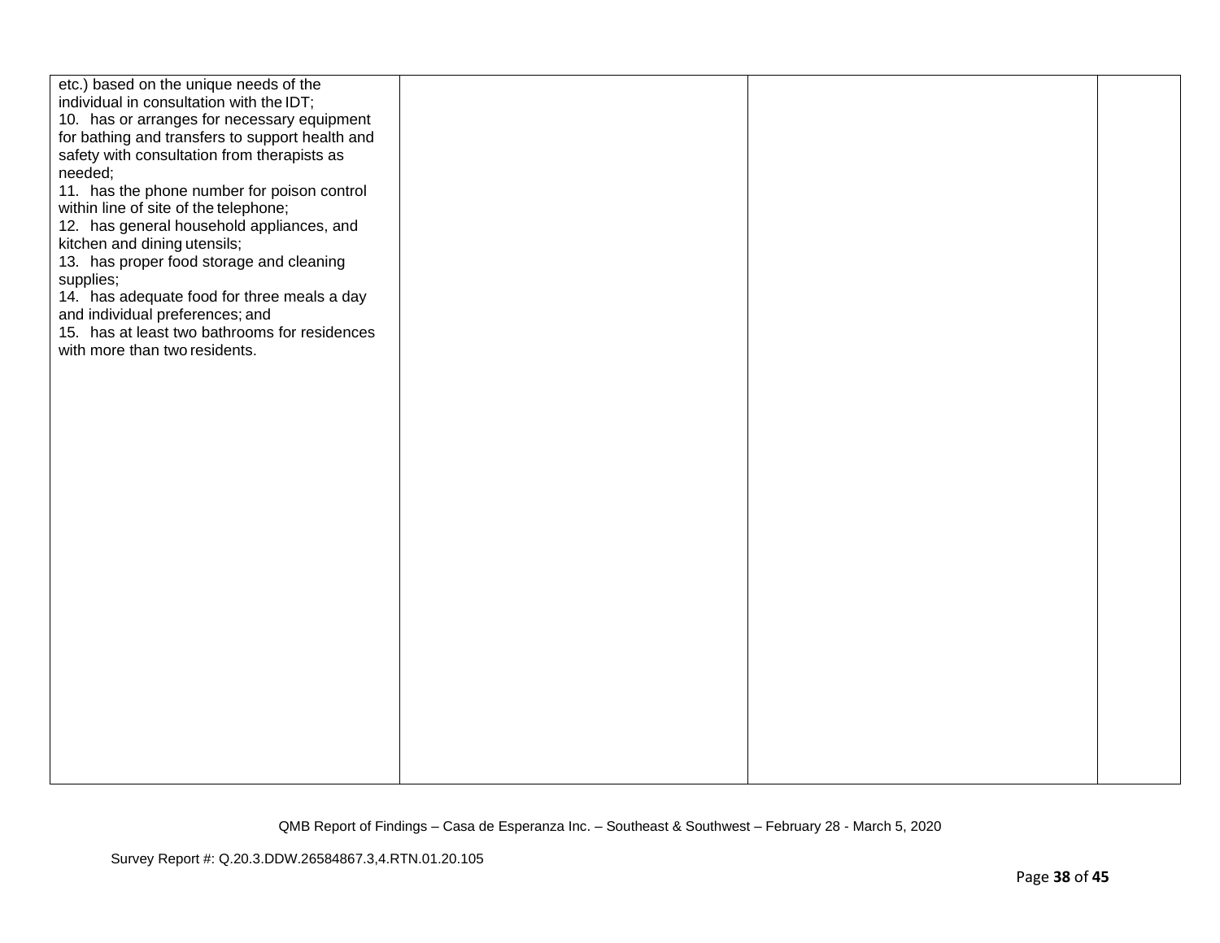| | | | |
|---|---|---|---|
| etc.) based on the unique needs of the individual in consultation with the IDT;<br>10. has or arranges for necessary equipment for bathing and transfers to support health and safety with consultation from therapists as needed;<br>11. has the phone number for poison control within line of site of the telephone;<br>12. has general household appliances, and kitchen and dining utensils;<br>13. has proper food storage and cleaning supplies;<br>14. has adequate food for three meals a day and individual preferences; and<br>15. has at least two bathrooms for residences with more than two residents. | | | |

QMB Report of Findings – Casa de Esperanza Inc. – Southeast & Southwest – February 28 - March 5, 2020

Survey Report #: Q.20.3.DDW.26584867.3,4.RTN.01.20.105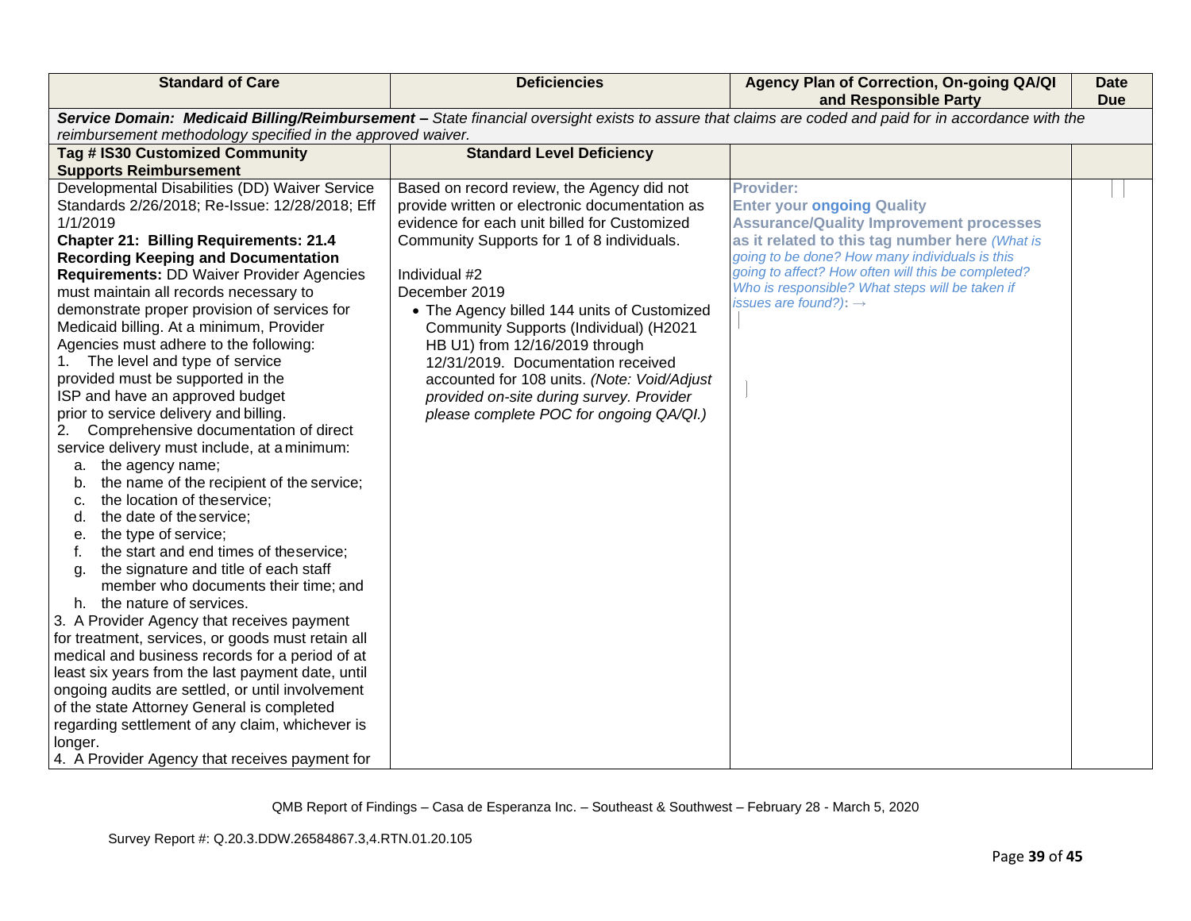| Standard of Care | Deficiencies | Agency Plan of Correction, On-going QA/QI and Responsible Party | Date Due |
|---|---|---|---|
| ***Service Domain: Medicaid Billing/Reimbursement –*** *State financial oversight exists to assure that claims are coded and paid for in accordance with the reimbursement methodology specified in the approved waiver.* | | | |
| **Tag # IS30 Customized Community Supports Reimbursement** | **Standard Level Deficiency** | | |
| Developmental Disabilities (DD) Waiver Service Standards 2/26/2018; Re-Issue: 12/28/2018; Eff 1/1/2019<br>**Chapter 21: Billing Requirements: 21.4 Recording Keeping and Documentation Requirements:** DD Waiver Provider Agencies must maintain all records necessary to demonstrate proper provision of services for Medicaid billing. At a minimum, Provider Agencies must adhere to the following:<br>1. The level and type of service provided must be supported in the ISP and have an approved budget prior to service delivery and billing.<br>2. Comprehensive documentation of direct service delivery must include, at a minimum:<br>a. the agency name;<br>b. the name of the recipient of the service;<br>c. the location of the service;<br>d. the date of the service;<br>e. the type of service;<br>f. the start and end times of the service;<br>g. the signature and title of each staff member who documents their time; and<br>h. the nature of services.<br>3. A Provider Agency that receives payment for treatment, services, or goods must retain all medical and business records for a period of at least six years from the last payment date, until ongoing audits are settled, or until involvement of the state Attorney General is completed regarding settlement of any claim, whichever is longer.<br>4. A Provider Agency that receives payment for | Based on record review, the Agency did not provide written or electronic documentation as evidence for each unit billed for Customized Community Supports for 1 of 8 individuals.<br><br>Individual #2<br>December 2019<br>• The Agency billed 144 units of Customized Community Supports (Individual) (H2021 HB U1) from 12/16/2019 through 12/31/2019. Documentation received accounted for 108 units. *(Note: Void/Adjust provided on-site during survey. Provider please complete POC for ongoing QA/QI.)* | **Provider:**<br>**Enter your ongoing Quality Assurance/Quality Improvement processes as it related to this tag number here** *(What is going to be done? How many individuals is this going to affect? How often will this be completed? Who is responsible? What steps will be taken if issues are found?)*: → | |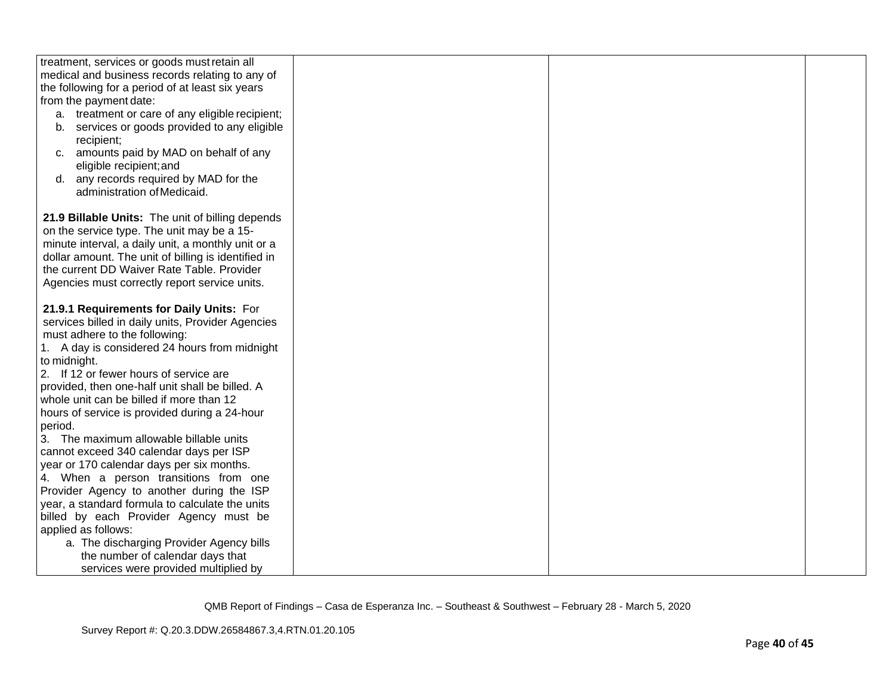| | | | |
|---|---|---|---|
| treatment, services or goods must retain all medical and business records relating to any of the following for a period of at least six years from the payment date:<br>a. treatment or care of any eligible recipient;<br>b. services or goods provided to any eligible recipient;<br>c. amounts paid by MAD on behalf of any eligible recipient; and<br>d. any records required by MAD for the administration of Medicaid.<br><br>**21.9 Billable Units:** The unit of billing depends on the service type. The unit may be a 15-minute interval, a daily unit, a monthly unit or a dollar amount. The unit of billing is identified in the current DD Waiver Rate Table. Provider Agencies must correctly report service units.<br><br>**21.9.1 Requirements for Daily Units:** For services billed in daily units, Provider Agencies must adhere to the following:<br>1. A day is considered 24 hours from midnight to midnight.<br>2. If 12 or fewer hours of service are provided, then one-half unit shall be billed. A whole unit can be billed if more than 12 hours of service is provided during a 24-hour period.<br>3. The maximum allowable billable units cannot exceed 340 calendar days per ISP year or 170 calendar days per six months.<br>4. When a person transitions from one Provider Agency to another during the ISP year, a standard formula to calculate the units billed by each Provider Agency must be applied as follows:<br>a. The discharging Provider Agency bills the number of calendar days that services were provided multiplied by | | | |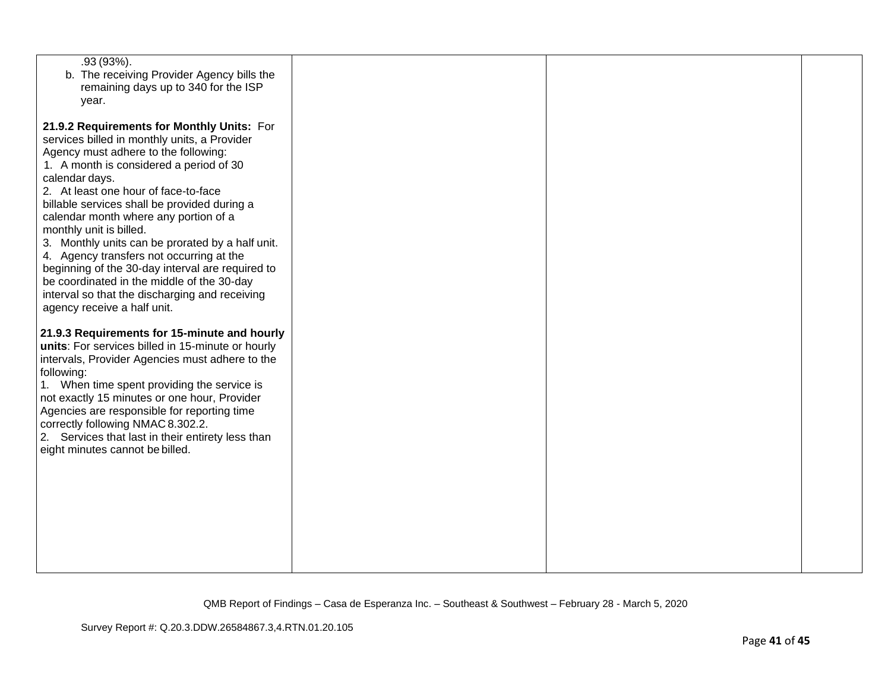| | | | |
|---|---|---|---|
| .93 (93%).<br>b. The receiving Provider Agency bills the remaining days up to 340 for the ISP year.<br><br>**21.9.2 Requirements for Monthly Units:** For services billed in monthly units, a Provider Agency must adhere to the following:<br>1. A month is considered a period of 30 calendar days.<br>2. At least one hour of face-to-face billable services shall be provided during a calendar month where any portion of a monthly unit is billed.<br>3. Monthly units can be prorated by a half unit.<br>4. Agency transfers not occurring at the beginning of the 30-day interval are required to be coordinated in the middle of the 30-day interval so that the discharging and receiving agency receive a half unit.<br><br>**21.9.3 Requirements for 15-minute and hourly units**: For services billed in 15-minute or hourly intervals, Provider Agencies must adhere to the following:<br>1. When time spent providing the service is not exactly 15 minutes or one hour, Provider Agencies are responsible for reporting time correctly following NMAC 8.302.2.<br>2. Services that last in their entirety less than eight minutes cannot be billed. | | | |

QMB Report of Findings – Casa de Esperanza Inc. – Southeast & Southwest – February 28 - March 5, 2020

Survey Report #: Q.20.3.DDW.26584867.3,4.RTN.01.20.105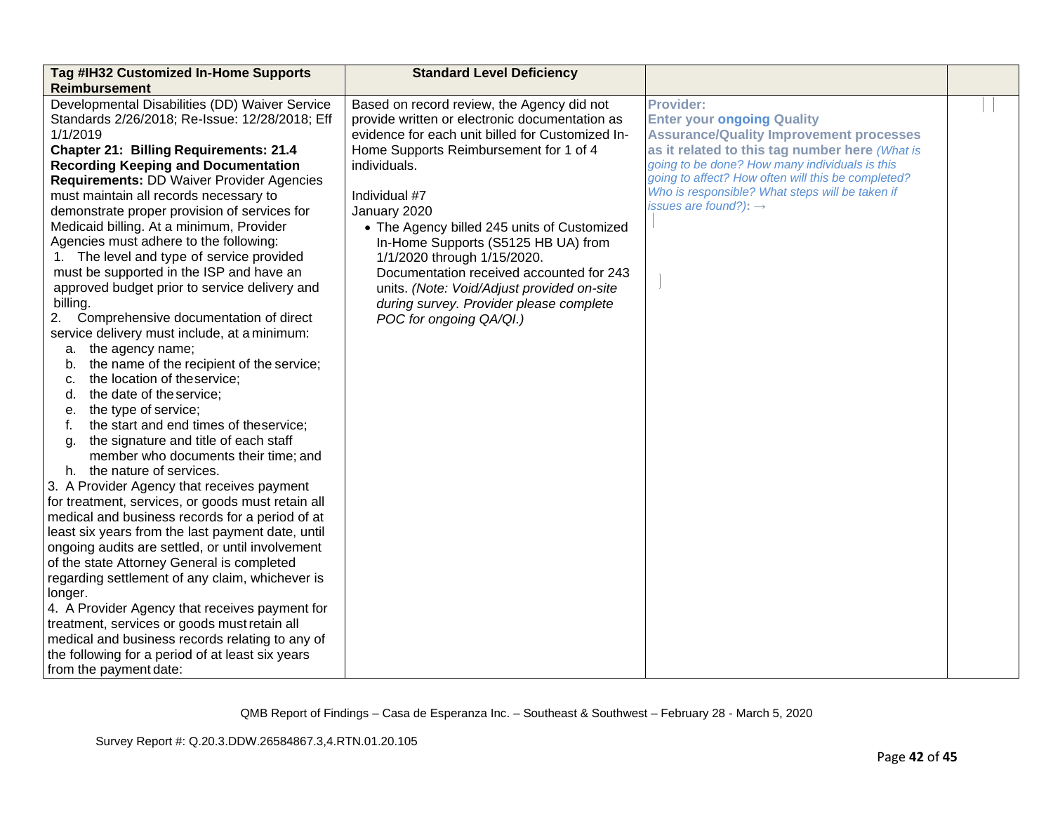| Tag #IH32 Customized In-Home Supports Reimbursement | Standard Level Deficiency | | |
|---|---|---|---|
| Developmental Disabilities (DD) Waiver Service Standards 2/26/2018; Re-Issue: 12/28/2018; Eff 1/1/2019<br>**Chapter 21: Billing Requirements: 21.4 Recording Keeping and Documentation Requirements:** DD Waiver Provider Agencies must maintain all records necessary to demonstrate proper provision of services for Medicaid billing. At a minimum, Provider Agencies must adhere to the following:<br>1. The level and type of service provided must be supported in the ISP and have an approved budget prior to service delivery and billing.<br>2. Comprehensive documentation of direct service delivery must include, at a minimum:<br>a. the agency name;<br>b. the name of the recipient of the service;<br>c. the location of the service;<br>d. the date of the service;<br>e. the type of service;<br>f. the start and end times of the service;<br>g. the signature and title of each staff member who documents their time; and<br>h. the nature of services.<br>3. A Provider Agency that receives payment for treatment, services, or goods must retain all medical and business records for a period of at least six years from the last payment date, until ongoing audits are settled, or until involvement of the state Attorney General is completed regarding settlement of any claim, whichever is longer.<br>4. A Provider Agency that receives payment for treatment, services or goods must retain all medical and business records relating to any of the following for a period of at least six years from the payment date: | Based on record review, the Agency did not provide written or electronic documentation as evidence for each unit billed for Customized In-Home Supports Reimbursement for 1 of 4 individuals.<br><br>Individual #7<br>January 2020<br>• The Agency billed 245 units of Customized In-Home Supports (S5125 HB UA) from 1/1/2020 through 1/15/2020. Documentation received accounted for 243 units. *(Note: Void/Adjust provided on-site during survey. Provider please complete POC for ongoing QA/QI.)* | **Provider:**<br>**Enter your ongoing Quality Assurance/Quality Improvement processes as it related to this tag number here** *(What is going to be done? How many individuals is this going to affect? How often will this be completed? Who is responsible? What steps will be taken if issues are found?)*: → | |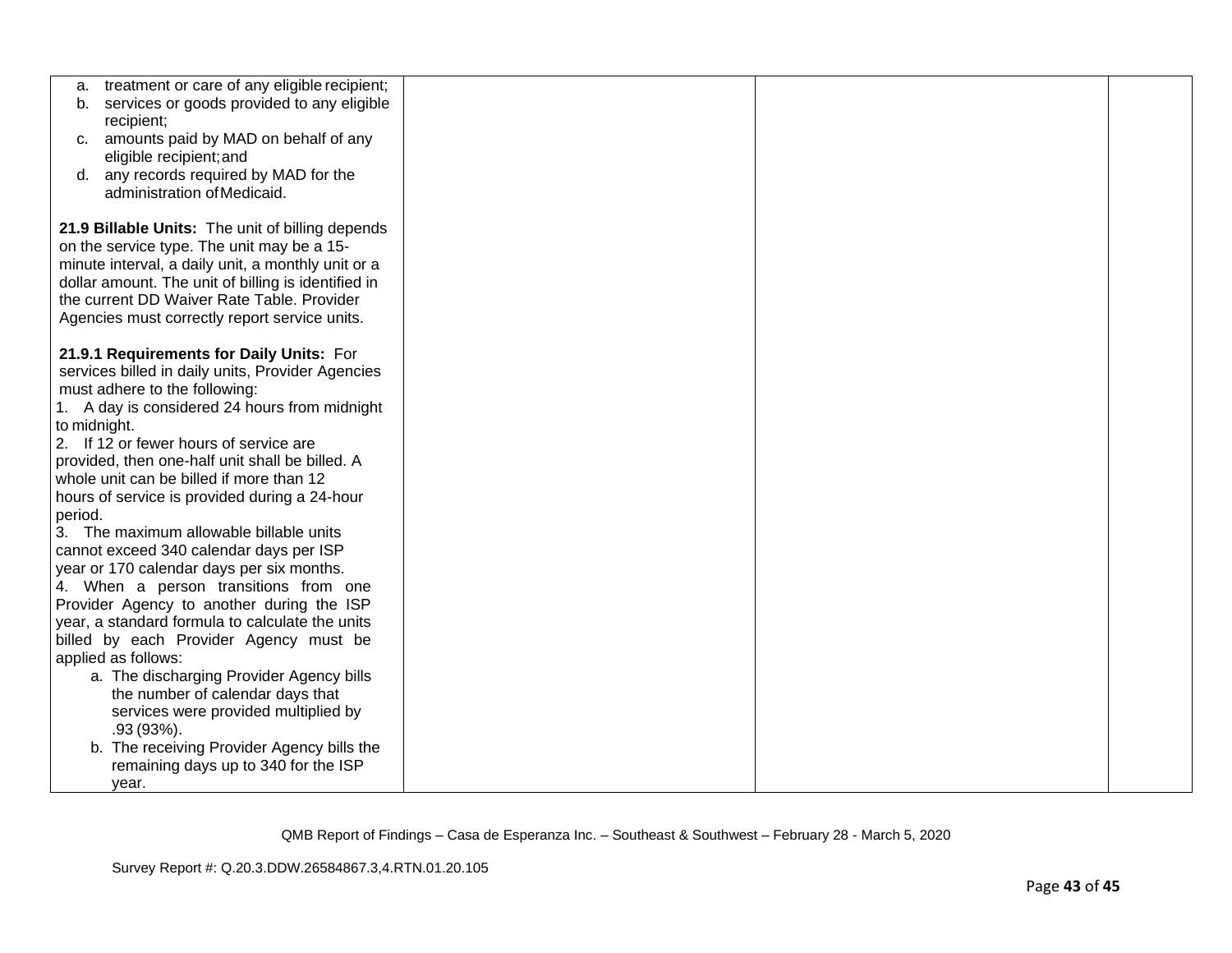| | | | |
|---|---|---|---|
| a. treatment or care of any eligible recipient;<br>b. services or goods provided to any eligible recipient;<br>c. amounts paid by MAD on behalf of any eligible recipient; and<br>d. any records required by MAD for the administration of Medicaid.<br><br>**21.9 Billable Units:** The unit of billing depends on the service type. The unit may be a 15-minute interval, a daily unit, a monthly unit or a dollar amount. The unit of billing is identified in the current DD Waiver Rate Table. Provider Agencies must correctly report service units.<br><br>**21.9.1 Requirements for Daily Units:** For services billed in daily units, Provider Agencies must adhere to the following:<br>1. A day is considered 24 hours from midnight to midnight.<br>2. If 12 or fewer hours of service are provided, then one-half unit shall be billed. A whole unit can be billed if more than 12 hours of service is provided during a 24-hour period.<br>3. The maximum allowable billable units cannot exceed 340 calendar days per ISP year or 170 calendar days per six months.<br>4. When a person transitions from one Provider Agency to another during the ISP year, a standard formula to calculate the units billed by each Provider Agency must be applied as follows:<br>a. The discharging Provider Agency bills the number of calendar days that services were provided multiplied by .93 (93%).<br>b. The receiving Provider Agency bills the remaining days up to 340 for the ISP year. | | | |

QMB Report of Findings – Casa de Esperanza Inc. – Southeast & Southwest – February 28 - March 5, 2020

Survey Report #: Q.20.3.DDW.26584867.3,4.RTN.01.20.105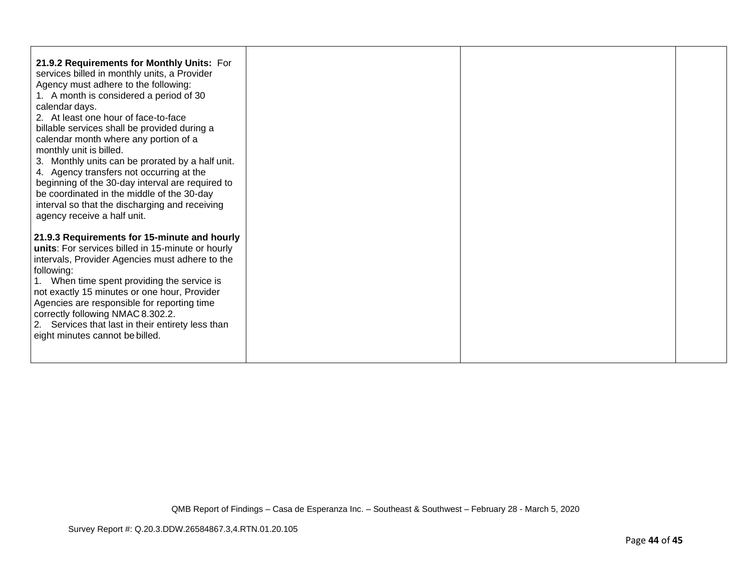| | | | |
|---|---|---|---|
| **21.9.2 Requirements for Monthly Units:** For services billed in monthly units, a Provider Agency must adhere to the following:<br>1. A month is considered a period of 30 calendar days.<br>2. At least one hour of face-to-face billable services shall be provided during a calendar month where any portion of a monthly unit is billed.<br>3. Monthly units can be prorated by a half unit.<br>4. Agency transfers not occurring at the beginning of the 30-day interval are required to be coordinated in the middle of the 30-day interval so that the discharging and receiving agency receive a half unit.<br><br>**21.9.3 Requirements for 15-minute and hourly units**: For services billed in 15-minute or hourly intervals, Provider Agencies must adhere to the following:<br>1. When time spent providing the service is not exactly 15 minutes or one hour, Provider Agencies are responsible for reporting time correctly following NMAC 8.302.2.<br>2. Services that last in their entirety less than eight minutes cannot be billed. | | | |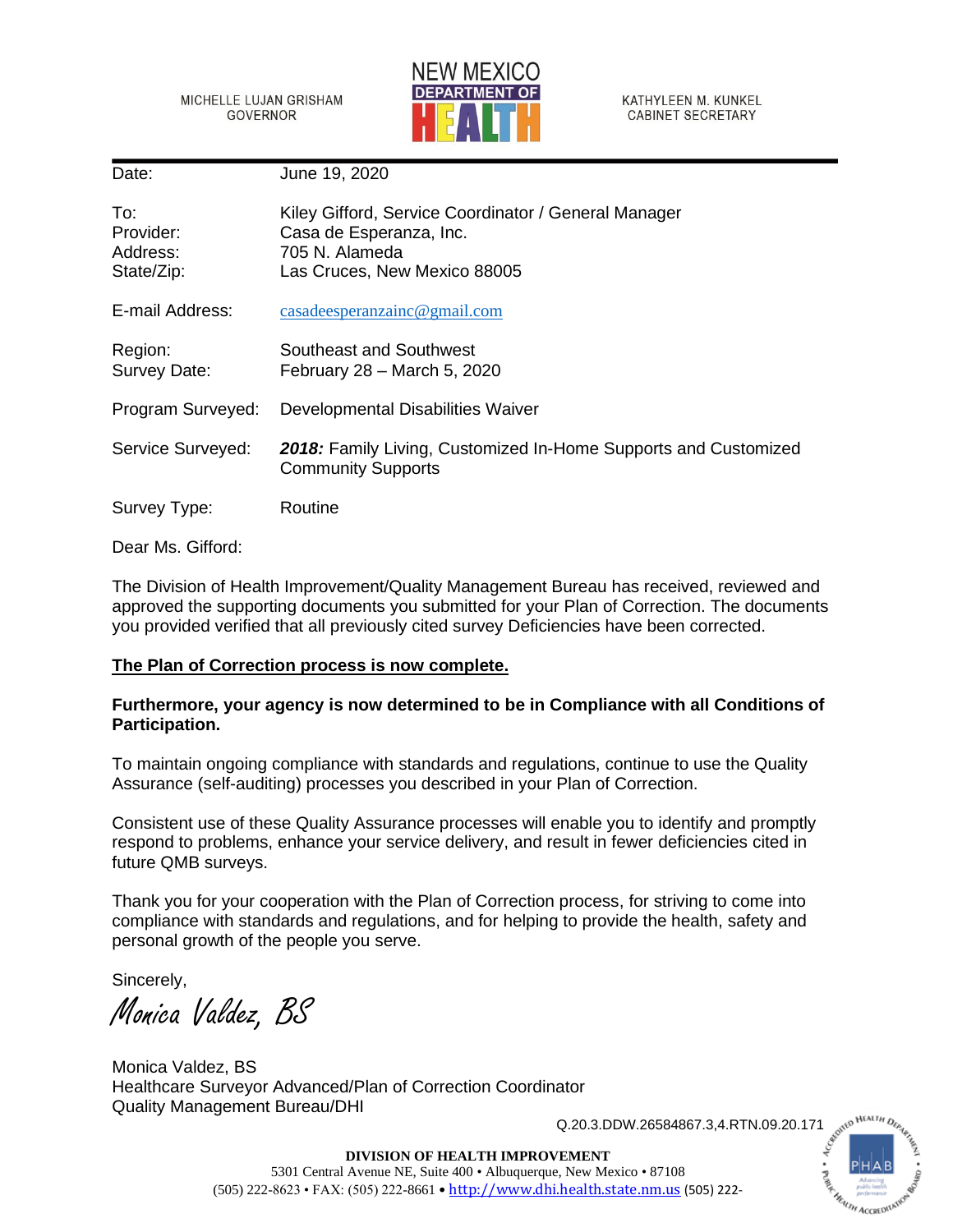MICHELLE LUJAN GRISHAM
GOVERNOR

NEW MEXICO
DEPARTMENT OF
HEALTH

KATHYLEEN M. KUNKEL
CABINET SECRETARY

| | |
|---|---|
| Date: | June 19, 2020 |
| To: | Kiley Gifford, Service Coordinator / General Manager |
| Provider: | Casa de Esperanza, Inc. |
| Address: | 705 N. Alameda |
| State/Zip: | Las Cruces, New Mexico 88005 |
| E-mail Address: | casadeesperanzainc@gmail.com |
| Region: | Southeast and Southwest |
| Survey Date: | February 28 – March 5, 2020 |
| Program Surveyed: | Developmental Disabilities Waiver |
| Service Surveyed: | ***2018:*** Family Living, Customized In-Home Supports and Customized Community Supports |
| Survey Type: | Routine |

Dear Ms. Gifford:

The Division of Health Improvement/Quality Management Bureau has received, reviewed and approved the supporting documents you submitted for your Plan of Correction. The documents you provided verified that all previously cited survey Deficiencies have been corrected.

**The Plan of Correction process is now complete.**

**Furthermore, your agency is now determined to be in Compliance with all Conditions of Participation.**

To maintain ongoing compliance with standards and regulations, continue to use the Quality Assurance (self-auditing) processes you described in your Plan of Correction.

Consistent use of these Quality Assurance processes will enable you to identify and promptly respond to problems, enhance your service delivery, and result in fewer deficiencies cited in future QMB surveys.

Thank you for your cooperation with the Plan of Correction process, for striving to come into compliance with standards and regulations, and for helping to provide the health, safety and personal growth of the people you serve.

Sincerely,

*Monica Valdez, BS*

Monica Valdez, BS
Healthcare Surveyor Advanced/Plan of Correction Coordinator
Quality Management Bureau/DHI

Q.20.3.DDW.26584867.3,4.RTN.09.20.171

**DIVISION OF HEALTH IMPROVEMENT**
5301 Central Avenue NE, Suite 400 • Albuquerque, New Mexico • 87108
(505) 222-8623 • FAX: (505) 222-8661 • http://www.dhi.health.state.nm.us (505) 222-